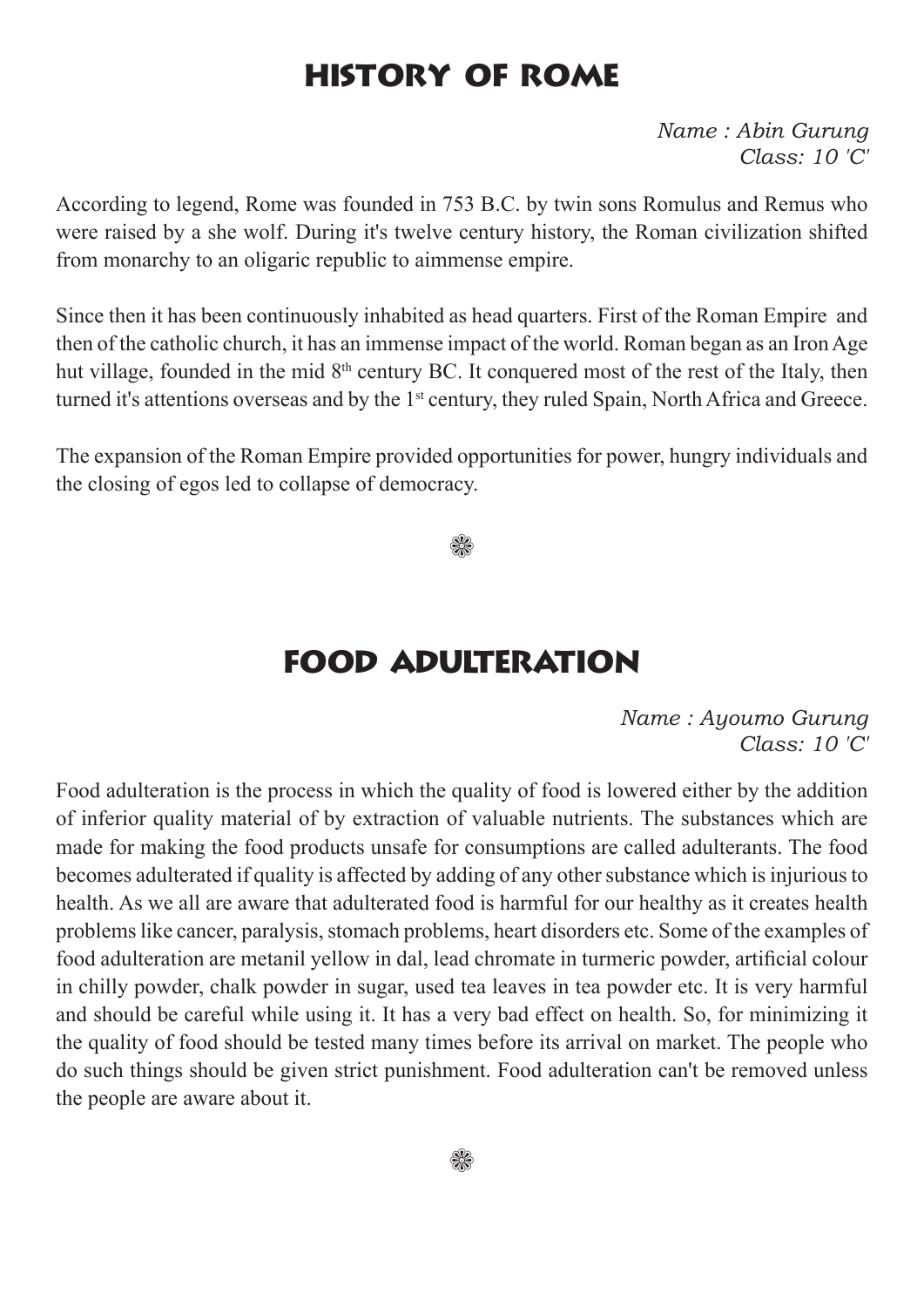# HISTORY OF ROME

*Name : Abin Gurung*
*Class: 10 'C'*

According to legend, Rome was founded in 753 B.C. by twin sons Romulus and Remus who were raised by a she wolf. During it's twelve century history, the Roman civilization shifted from monarchy to an oligaric republic to aimmense empire.

Since then it has been continuously inhabited as head quarters. First of the Roman Empire and then of the catholic church, it has an immense impact of the world. Roman began as an Iron Age hut village, founded in the mid 8th century BC. It conquered most of the rest of the Italy, then turned it's attentions overseas and by the 1st century, they ruled Spain, North Africa and Greece.

The expansion of the Roman Empire provided opportunities for power, hungry individuals and the closing of egos led to collapse of democracy.

❁

# FOOD ADULTERATION

*Name : Ayoumo Gurung*
*Class: 10 'C'*

Food adulteration is the process in which the quality of food is lowered either by the addition of inferior quality material of by extraction of valuable nutrients. The substances which are made for making the food products unsafe for consumptions are called adulterants. The food becomes adulterated if quality is affected by adding of any other substance which is injurious to health. As we all are aware that adulterated food is harmful for our healthy as it creates health problems like cancer, paralysis, stomach problems, heart disorders etc. Some of the examples of food adulteration are metanil yellow in dal, lead chromate in turmeric powder, artificial colour in chilly powder, chalk powder in sugar, used tea leaves in tea powder etc. It is very harmful and should be careful while using it. It has a very bad effect on health. So, for minimizing it the quality of food should be tested many times before its arrival on market. The people who do such things should be given strict punishment. Food adulteration can't be removed unless the people are aware about it.

❁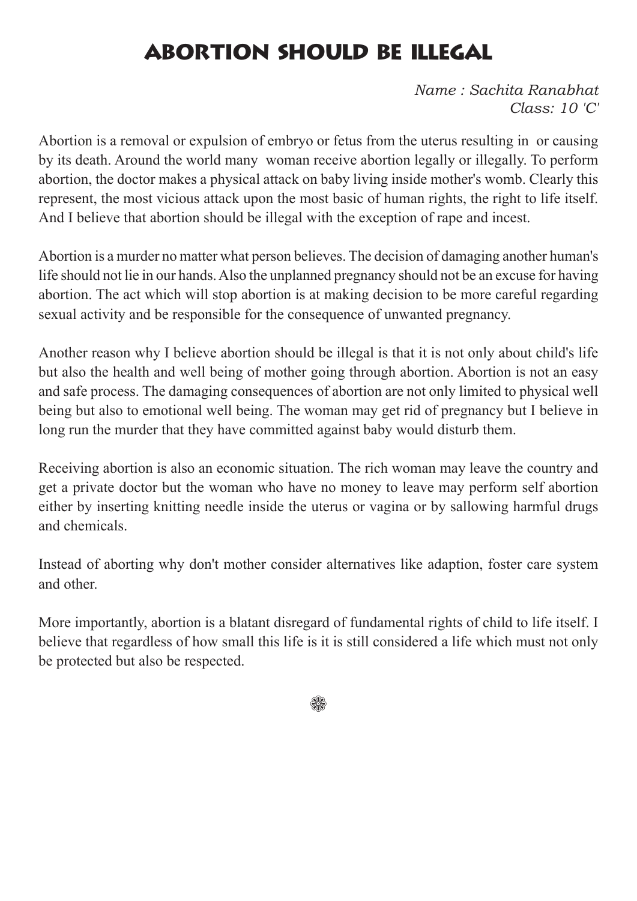# ABORTION SHOULD BE ILLEGAL

*Name : Sachita Ranabhat*
*Class: 10 'C'*

Abortion is a removal or expulsion of embryo or fetus from the uterus resulting in or causing by its death. Around the world many woman receive abortion legally or illegally. To perform abortion, the doctor makes a physical attack on baby living inside mother's womb. Clearly this represent, the most vicious attack upon the most basic of human rights, the right to life itself. And I believe that abortion should be illegal with the exception of rape and incest.

Abortion is a murder no matter what person believes. The decision of damaging another human's life should not lie in our hands. Also the unplanned pregnancy should not be an excuse for having abortion. The act which will stop abortion is at making decision to be more careful regarding sexual activity and be responsible for the consequence of unwanted pregnancy.

Another reason why I believe abortion should be illegal is that it is not only about child's life but also the health and well being of mother going through abortion. Abortion is not an easy and safe process. The damaging consequences of abortion are not only limited to physical well being but also to emotional well being. The woman may get rid of pregnancy but I believe in long run the murder that they have committed against baby would disturb them.

Receiving abortion is also an economic situation. The rich woman may leave the country and get a private doctor but the woman who have no money to leave may perform self abortion either by inserting knitting needle inside the uterus or vagina or by sallowing harmful drugs and chemicals.

Instead of aborting why don't mother consider alternatives like adaption, foster care system and other.

More importantly, abortion is a blatant disregard of fundamental rights of child to life itself. I believe that regardless of how small this life is it is still considered a life which must not only be protected but also be respected.

❀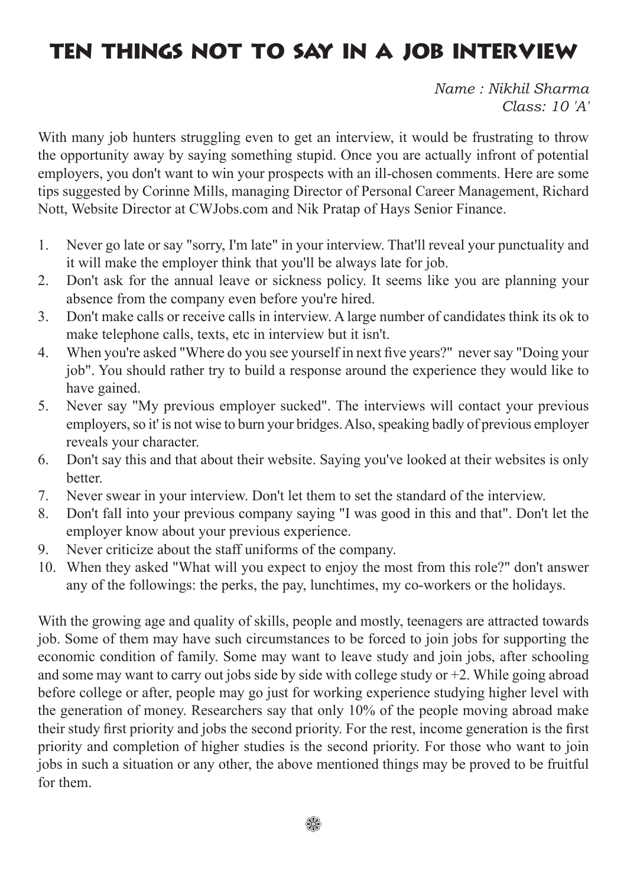# TEN THINGS NOT TO SAY IN A JOB INTERVIEW

*Name : Nikhil Sharma*
*Class: 10 'A'*

With many job hunters struggling even to get an interview, it would be frustrating to throw the opportunity away by saying something stupid. Once you are actually infront of potential employers, you don't want to win your prospects with an ill-chosen comments. Here are some tips suggested by Corinne Mills, managing Director of Personal Career Management, Richard Nott, Website Director at CWJobs.com and Nik Pratap of Hays Senior Finance.

1. Never go late or say "sorry, I'm late" in your interview. That'll reveal your punctuality and it will make the employer think that you'll be always late for job.
2. Don't ask for the annual leave or sickness policy. It seems like you are planning your absence from the company even before you're hired.
3. Don't make calls or receive calls in interview. A large number of candidates think its ok to make telephone calls, texts, etc in interview but it isn't.
4. When you're asked "Where do you see yourself in next five years?" never say "Doing your job". You should rather try to build a response around the experience they would like to have gained.
5. Never say "My previous employer sucked". The interviews will contact your previous employers, so it' is not wise to burn your bridges. Also, speaking badly of previous employer reveals your character.
6. Don't say this and that about their website. Saying you've looked at their websites is only better.
7. Never swear in your interview. Don't let them to set the standard of the interview.
8. Don't fall into your previous company saying "I was good in this and that". Don't let the employer know about your previous experience.
9. Never criticize about the staff uniforms of the company.
10. When they asked "What will you expect to enjoy the most from this role?" don't answer any of the followings: the perks, the pay, lunchtimes, my co-workers or the holidays.

With the growing age and quality of skills, people and mostly, teenagers are attracted towards job. Some of them may have such circumstances to be forced to join jobs for supporting the economic condition of family. Some may want to leave study and join jobs, after schooling and some may want to carry out jobs side by side with college study or +2. While going abroad before college or after, people may go just for working experience studying higher level with the generation of money. Researchers say that only 10% of the people moving abroad make their study first priority and jobs the second priority. For the rest, income generation is the first priority and completion of higher studies is the second priority. For those who want to join jobs in such a situation or any other, the above mentioned things may be proved to be fruitful for them.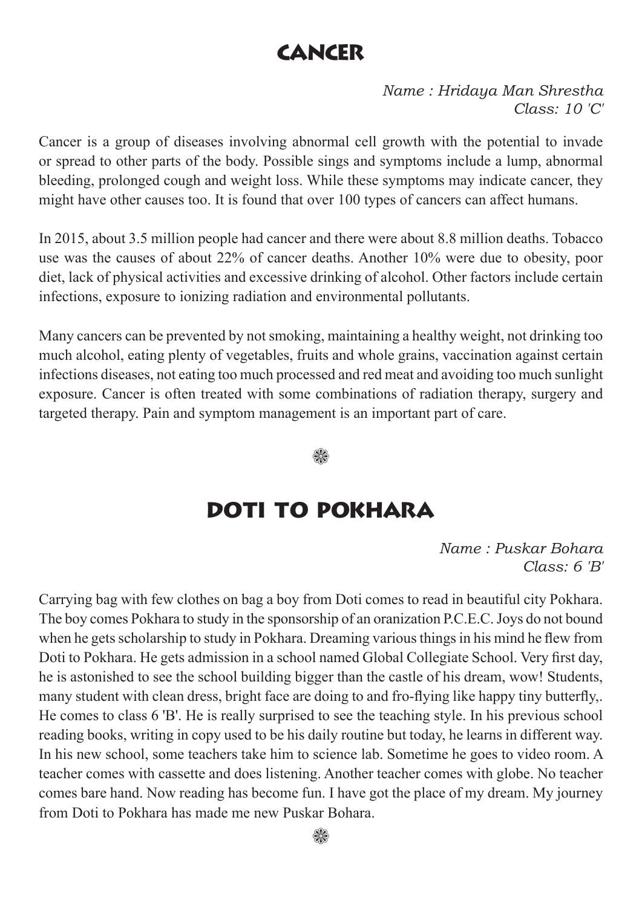# CANCER

*Name : Hridaya Man Shrestha*
*Class: 10 'C'*

Cancer is a group of diseases involving abnormal cell growth with the potential to invade or spread to other parts of the body. Possible sings and symptoms include a lump, abnormal bleeding, prolonged cough and weight loss. While these symptoms may indicate cancer, they might have other causes too. It is found that over 100 types of cancers can affect humans.

In 2015, about 3.5 million people had cancer and there were about 8.8 million deaths. Tobacco use was the causes of about 22% of cancer deaths. Another 10% were due to obesity, poor diet, lack of physical activities and excessive drinking of alcohol. Other factors include certain infections, exposure to ionizing radiation and environmental pollutants.

Many cancers can be prevented by not smoking, maintaining a healthy weight, not drinking too much alcohol, eating plenty of vegetables, fruits and whole grains, vaccination against certain infections diseases, not eating too much processed and red meat and avoiding too much sunlight exposure. Cancer is often treated with some combinations of radiation therapy, surgery and targeted therapy. Pain and symptom management is an important part of care.

❀

# DOTI TO POKHARA

*Name : Puskar Bohara*
*Class: 6 'B'*

Carrying bag with few clothes on bag a boy from Doti comes to read in beautiful city Pokhara. The boy comes Pokhara to study in the sponsorship of an oranization P.C.E.C. Joys do not bound when he gets scholarship to study in Pokhara. Dreaming various things in his mind he flew from Doti to Pokhara. He gets admission in a school named Global Collegiate School. Very first day, he is astonished to see the school building bigger than the castle of his dream, wow! Students, many student with clean dress, bright face are doing to and fro-flying like happy tiny butterfly,. He comes to class 6 'B'. He is really surprised to see the teaching style. In his previous school reading books, writing in copy used to be his daily routine but today, he learns in different way. In his new school, some teachers take him to science lab. Sometime he goes to video room. A teacher comes with cassette and does listening. Another teacher comes with globe. No teacher comes bare hand. Now reading has become fun. I have got the place of my dream. My journey from Doti to Pokhara has made me new Puskar Bohara.

❀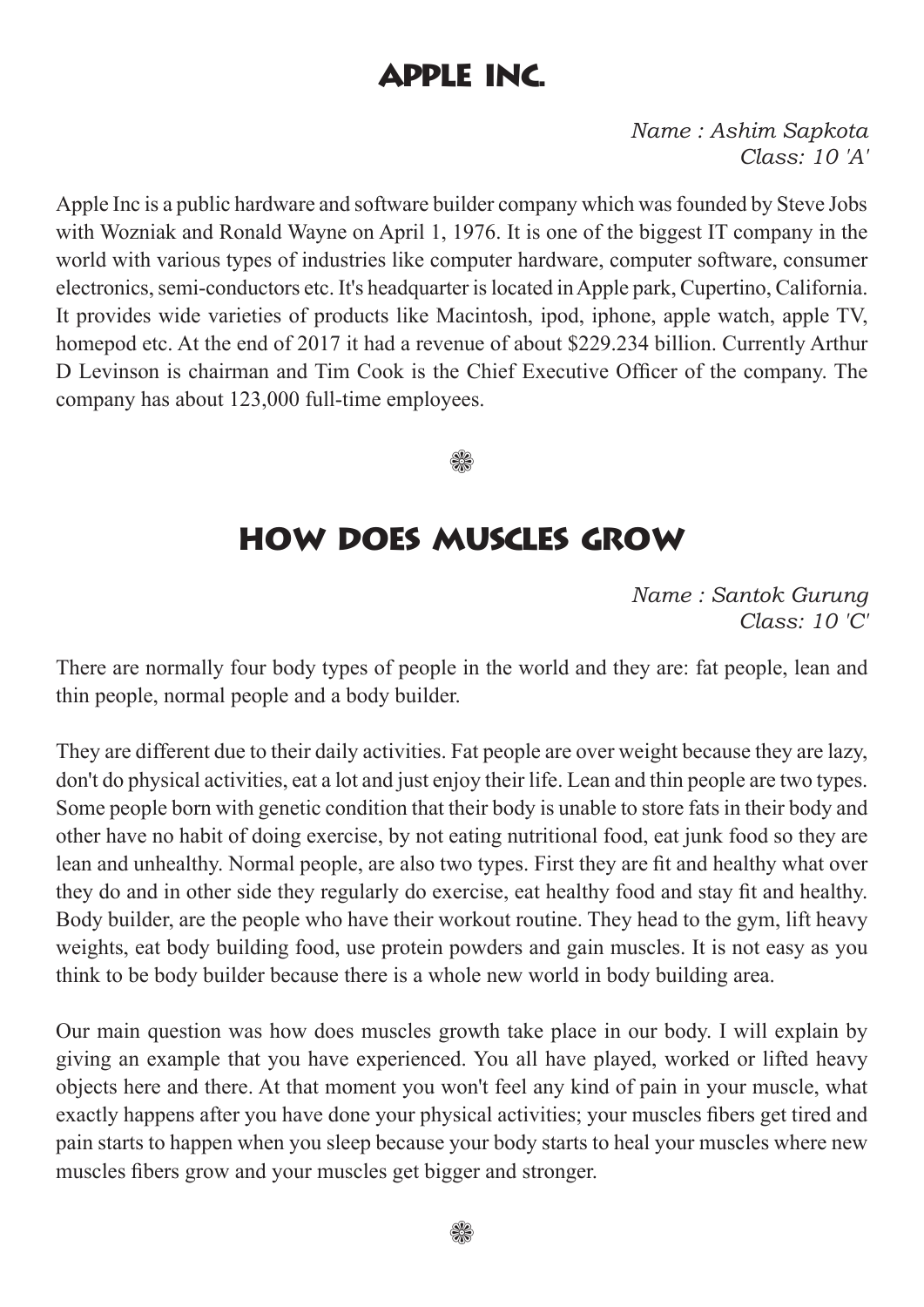# Apple Inc.

*Name : Ashim Sapkota*
*Class: 10 'A'*

Apple Inc is a public hardware and software builder company which was founded by Steve Jobs with Wozniak and Ronald Wayne on April 1, 1976. It is one of the biggest IT company in the world with various types of industries like computer hardware, computer software, consumer electronics, semi-conductors etc. It's headquarter is located in Apple park, Cupertino, California. It provides wide varieties of products like Macintosh, ipod, iphone, apple watch, apple TV, homepod etc. At the end of 2017 it had a revenue of about $229.234 billion. Currently Arthur D Levinson is chairman and Tim Cook is the Chief Executive Officer of the company. The company has about 123,000 full-time employees.

❀

# How Does Muscles Grow

*Name : Santok Gurung*
*Class: 10 'C'*

There are normally four body types of people in the world and they are: fat people, lean and thin people, normal people and a body builder.

They are different due to their daily activities. Fat people are over weight because they are lazy, don't do physical activities, eat a lot and just enjoy their life. Lean and thin people are two types. Some people born with genetic condition that their body is unable to store fats in their body and other have no habit of doing exercise, by not eating nutritional food, eat junk food so they are lean and unhealthy. Normal people, are also two types. First they are fit and healthy what over they do and in other side they regularly do exercise, eat healthy food and stay fit and healthy. Body builder, are the people who have their workout routine. They head to the gym, lift heavy weights, eat body building food, use protein powders and gain muscles. It is not easy as you think to be body builder because there is a whole new world in body building area.

Our main question was how does muscles growth take place in our body. I will explain by giving an example that you have experienced. You all have played, worked or lifted heavy objects here and there. At that moment you won't feel any kind of pain in your muscle, what exactly happens after you have done your physical activities; your muscles fibers get tired and pain starts to happen when you sleep because your body starts to heal your muscles where new muscles fibers grow and your muscles get bigger and stronger.

❀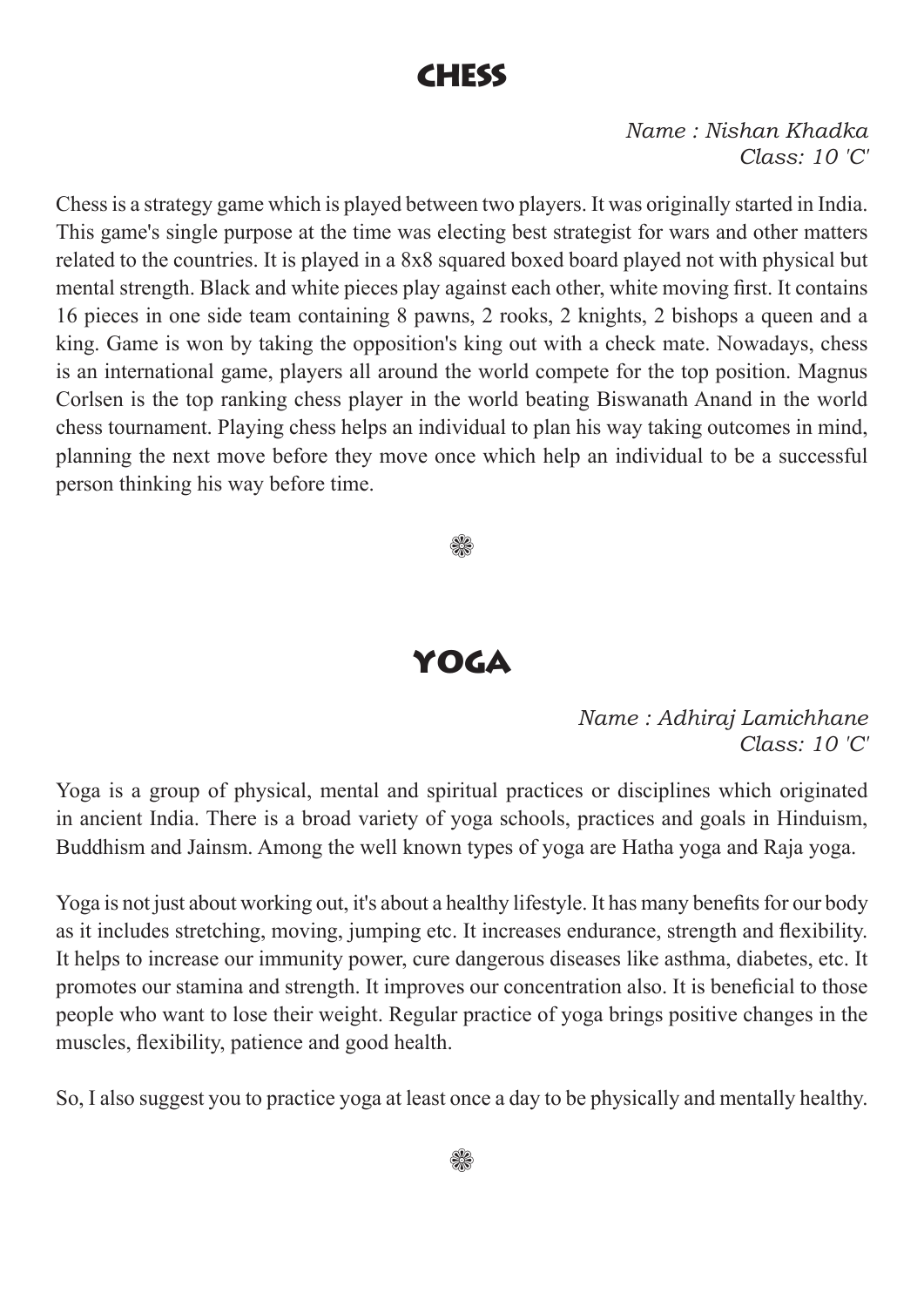# CHESS

*Name : Nishan Khadka*
*Class: 10 'C'*

Chess is a strategy game which is played between two players. It was originally started in India. This game's single purpose at the time was electing best strategist for wars and other matters related to the countries. It is played in a 8x8 squared boxed board played not with physical but mental strength. Black and white pieces play against each other, white moving first. It contains 16 pieces in one side team containing 8 pawns, 2 rooks, 2 knights, 2 bishops a queen and a king. Game is won by taking the opposition's king out with a check mate. Nowadays, chess is an international game, players all around the world compete for the top position. Magnus Corlsen is the top ranking chess player in the world beating Biswanath Anand in the world chess tournament. Playing chess helps an individual to plan his way taking outcomes in mind, planning the next move before they move once which help an individual to be a successful person thinking his way before time.

❁

# YOGA

*Name : Adhiraj Lamichhane*
*Class: 10 'C'*

Yoga is a group of physical, mental and spiritual practices or disciplines which originated in ancient India. There is a broad variety of yoga schools, practices and goals in Hinduism, Buddhism and Jainsm. Among the well known types of yoga are Hatha yoga and Raja yoga.

Yoga is not just about working out, it's about a healthy lifestyle. It has many benefits for our body as it includes stretching, moving, jumping etc. It increases endurance, strength and flexibility. It helps to increase our immunity power, cure dangerous diseases like asthma, diabetes, etc. It promotes our stamina and strength. It improves our concentration also. It is beneficial to those people who want to lose their weight. Regular practice of yoga brings positive changes in the muscles, flexibility, patience and good health.

So, I also suggest you to practice yoga at least once a day to be physically and mentally healthy.

❁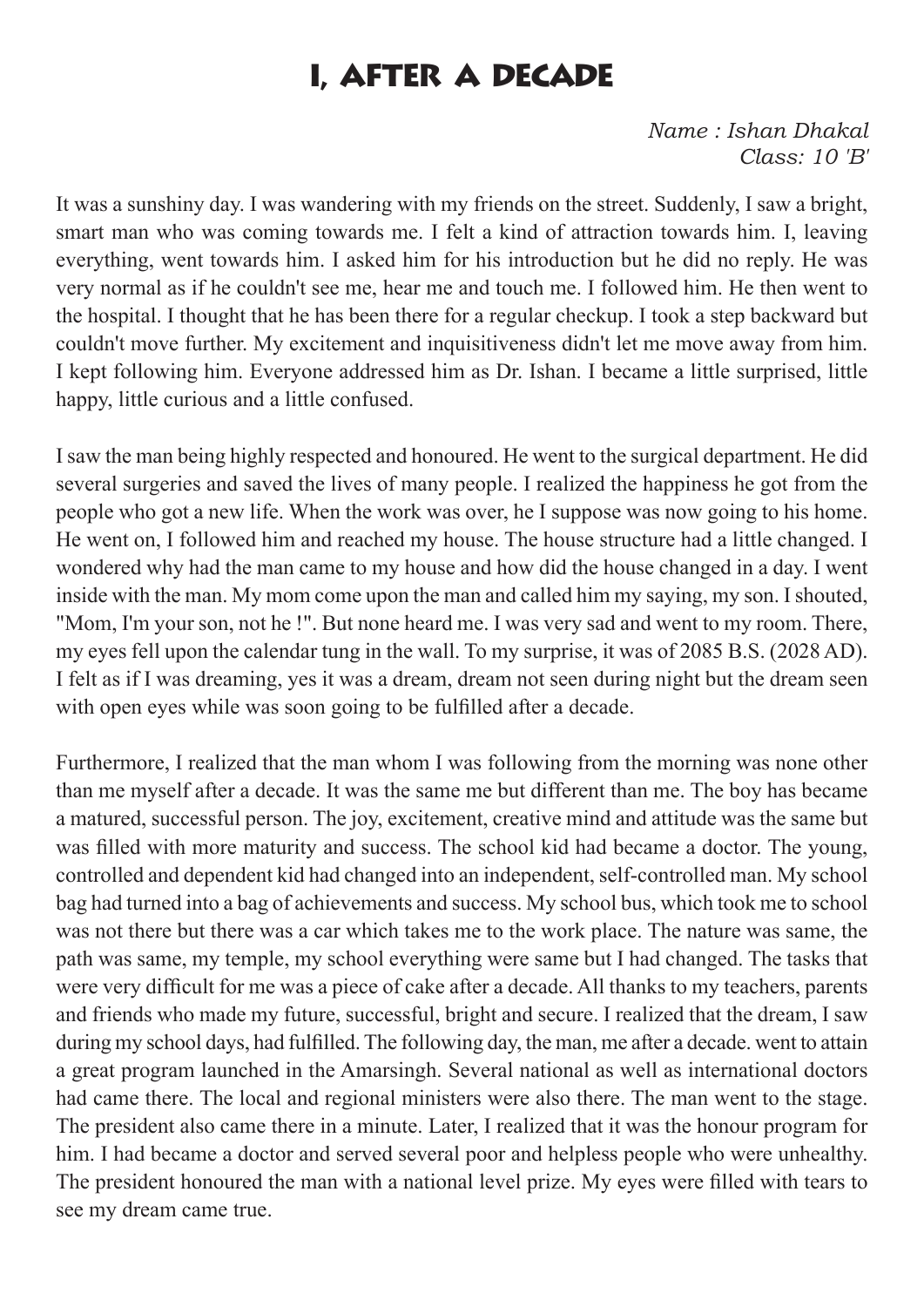# I, AFTER A DECADE

*Name : Ishan Dhakal*
*Class: 10 'B'*

It was a sunshiny day. I was wandering with my friends on the street. Suddenly, I saw a bright, smart man who was coming towards me. I felt a kind of attraction towards him. I, leaving everything, went towards him. I asked him for his introduction but he did no reply. He was very normal as if he couldn't see me, hear me and touch me. I followed him. He then went to the hospital. I thought that he has been there for a regular checkup. I took a step backward but couldn't move further. My excitement and inquisitiveness didn't let me move away from him. I kept following him. Everyone addressed him as Dr. Ishan. I became a little surprised, little happy, little curious and a little confused.

I saw the man being highly respected and honoured. He went to the surgical department. He did several surgeries and saved the lives of many people. I realized the happiness he got from the people who got a new life. When the work was over, he I suppose was now going to his home. He went on, I followed him and reached my house. The house structure had a little changed. I wondered why had the man came to my house and how did the house changed in a day. I went inside with the man. My mom come upon the man and called him my saying, my son. I shouted, "Mom, I'm your son, not he !". But none heard me. I was very sad and went to my room. There, my eyes fell upon the calendar tung in the wall. To my surprise, it was of 2085 B.S. (2028 AD). I felt as if I was dreaming, yes it was a dream, dream not seen during night but the dream seen with open eyes while was soon going to be fulfilled after a decade.

Furthermore, I realized that the man whom I was following from the morning was none other than me myself after a decade. It was the same me but different than me. The boy has became a matured, successful person. The joy, excitement, creative mind and attitude was the same but was filled with more maturity and success. The school kid had became a doctor. The young, controlled and dependent kid had changed into an independent, self-controlled man. My school bag had turned into a bag of achievements and success. My school bus, which took me to school was not there but there was a car which takes me to the work place. The nature was same, the path was same, my temple, my school everything were same but I had changed. The tasks that were very difficult for me was a piece of cake after a decade. All thanks to my teachers, parents and friends who made my future, successful, bright and secure. I realized that the dream, I saw during my school days, had fulfilled. The following day, the man, me after a decade. went to attain a great program launched in the Amarsingh. Several national as well as international doctors had came there. The local and regional ministers were also there. The man went to the stage. The president also came there in a minute. Later, I realized that it was the honour program for him. I had became a doctor and served several poor and helpless people who were unhealthy. The president honoured the man with a national level prize. My eyes were filled with tears to see my dream came true.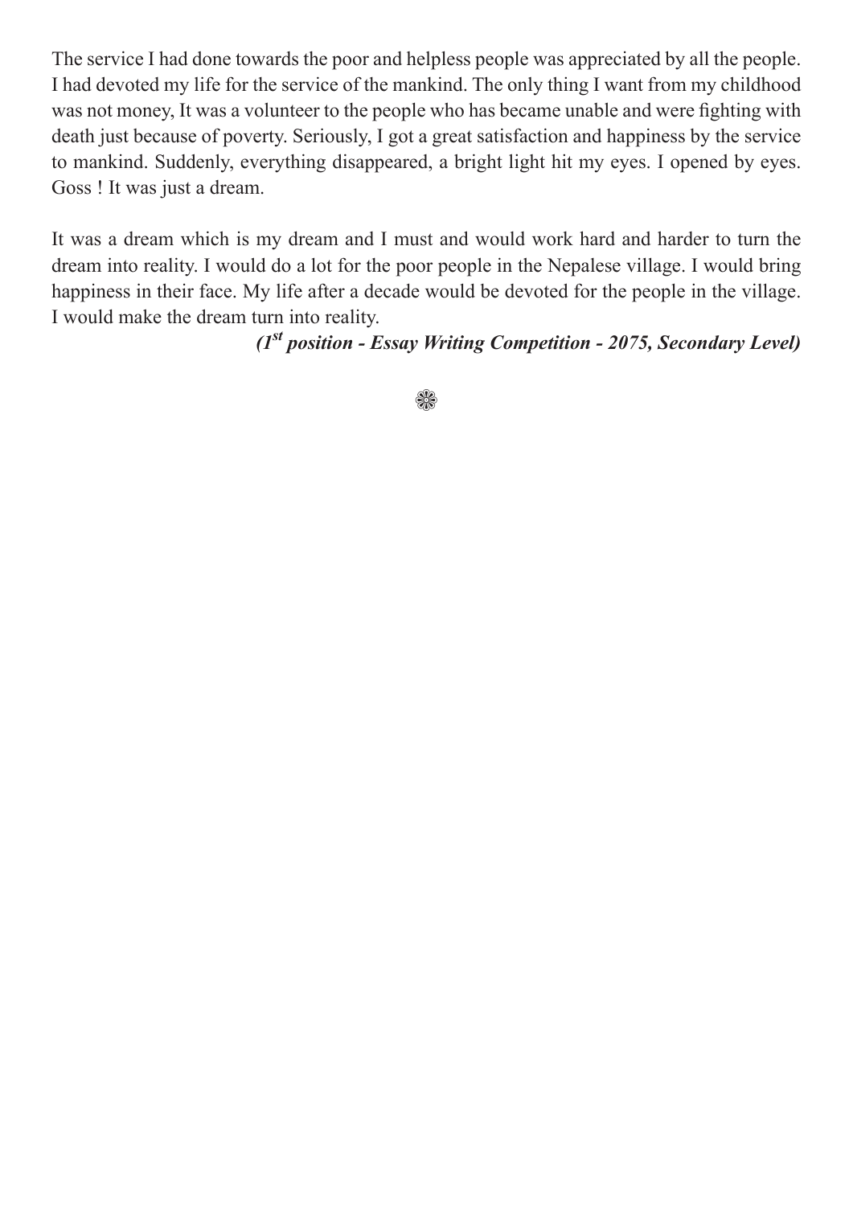The service I had done towards the poor and helpless people was appreciated by all the people. I had devoted my life for the service of the mankind. The only thing I want from my childhood was not money, It was a volunteer to the people who has became unable and were fighting with death just because of poverty. Seriously, I got a great satisfaction and happiness by the service to mankind. Suddenly, everything disappeared, a bright light hit my eyes. I opened by eyes. Goss ! It was just a dream.

It was a dream which is my dream and I must and would work hard and harder to turn the dream into reality. I would do a lot for the poor people in the Nepalese village. I would bring happiness in their face. My life after a decade would be devoted for the people in the village. I would make the dream turn into reality.

***(1st position - Essay Writing Competition - 2075, Secondary Level)***

❀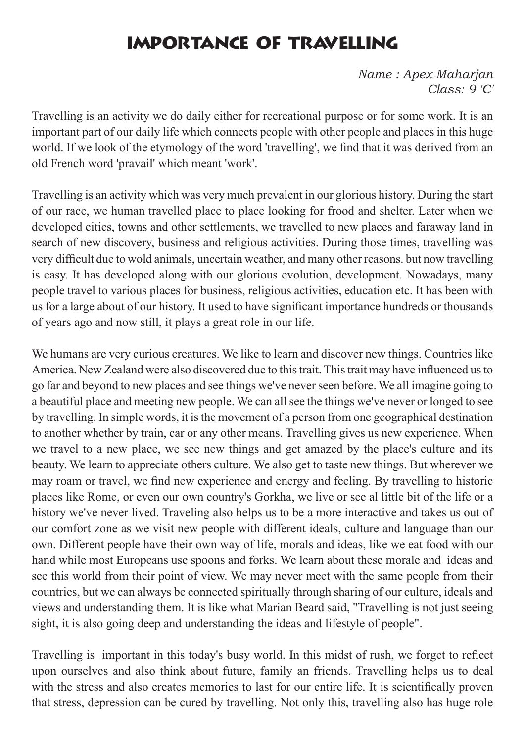# IMPORTANCE OF TRAVELLING

*Name : Apex Maharjan*
*Class: 9 'C'*

Travelling is an activity we do daily either for recreational purpose or for some work. It is an important part of our daily life which connects people with other people and places in this huge world. If we look of the etymology of the word 'travelling', we find that it was derived from an old French word 'pravail' which meant 'work'.

Travelling is an activity which was very much prevalent in our glorious history. During the start of our race, we human travelled place to place looking for frood and shelter. Later when we developed cities, towns and other settlements, we travelled to new places and faraway land in search of new discovery, business and religious activities. During those times, travelling was very difficult due to wold animals, uncertain weather, and many other reasons. but now travelling is easy. It has developed along with our glorious evolution, development. Nowadays, many people travel to various places for business, religious activities, education etc. It has been with us for a large about of our history. It used to have significant importance hundreds or thousands of years ago and now still, it plays a great role in our life.

We humans are very curious creatures. We like to learn and discover new things. Countries like America. New Zealand were also discovered due to this trait. This trait may have influenced us to go far and beyond to new places and see things we've never seen before. We all imagine going to a beautiful place and meeting new people. We can all see the things we've never or longed to see by travelling. In simple words, it is the movement of a person from one geographical destination to another whether by train, car or any other means. Travelling gives us new experience. When we travel to a new place, we see new things and get amazed by the place's culture and its beauty. We learn to appreciate others culture. We also get to taste new things. But wherever we may roam or travel, we find new experience and energy and feeling. By travelling to historic places like Rome, or even our own country's Gorkha, we live or see al little bit of the life or a history we've never lived. Traveling also helps us to be a more interactive and takes us out of our comfort zone as we visit new people with different ideals, culture and language than our own. Different people have their own way of life, morals and ideas, like we eat food with our hand while most Europeans use spoons and forks. We learn about these morale and ideas and see this world from their point of view. We may never meet with the same people from their countries, but we can always be connected spiritually through sharing of our culture, ideals and views and understanding them. It is like what Marian Beard said, "Travelling is not just seeing sight, it is also going deep and understanding the ideas and lifestyle of people".

Travelling is important in this today's busy world. In this midst of rush, we forget to reflect upon ourselves and also think about future, family an friends. Travelling helps us to deal with the stress and also creates memories to last for our entire life. It is scientifically proven that stress, depression can be cured by travelling. Not only this, travelling also has huge role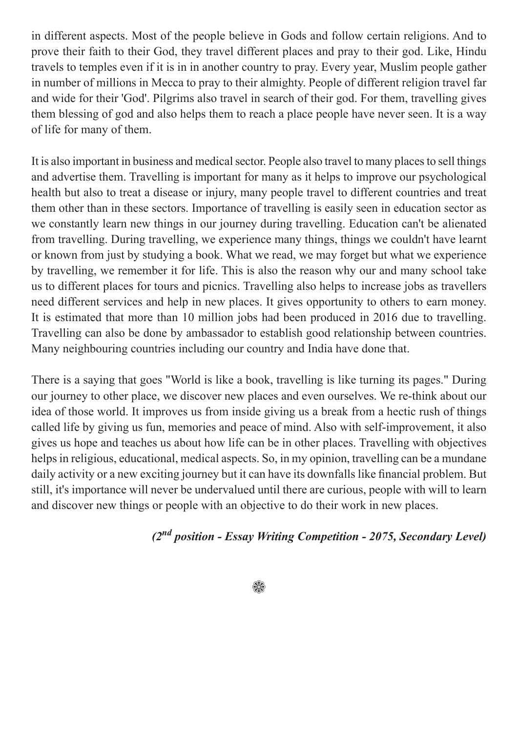in different aspects. Most of the people believe in Gods and follow certain religions. And to prove their faith to their God, they travel different places and pray to their god. Like, Hindu travels to temples even if it is in in another country to pray. Every year, Muslim people gather in number of millions in Mecca to pray to their almighty. People of different religion travel far and wide for their 'God'. Pilgrims also travel in search of their god. For them, travelling gives them blessing of god and also helps them to reach a place people have never seen. It is a way of life for many of them.

It is also important in business and medical sector. People also travel to many places to sell things and advertise them. Travelling is important for many as it helps to improve our psychological health but also to treat a disease or injury, many people travel to different countries and treat them other than in these sectors. Importance of travelling is easily seen in education sector as we constantly learn new things in our journey during travelling. Education can't be alienated from travelling. During travelling, we experience many things, things we couldn't have learnt or known from just by studying a book. What we read, we may forget but what we experience by travelling, we remember it for life. This is also the reason why our and many school take us to different places for tours and picnics. Travelling also helps to increase jobs as travellers need different services and help in new places. It gives opportunity to others to earn money. It is estimated that more than 10 million jobs had been produced in 2016 due to travelling. Travelling can also be done by ambassador to establish good relationship between countries. Many neighbouring countries including our country and India have done that.

There is a saying that goes "World is like a book, travelling is like turning its pages." During our journey to other place, we discover new places and even ourselves. We re-think about our idea of those world. It improves us from inside giving us a break from a hectic rush of things called life by giving us fun, memories and peace of mind. Also with self-improvement, it also gives us hope and teaches us about how life can be in other places. Travelling with objectives helps in religious, educational, medical aspects. So, in my opinion, travelling can be a mundane daily activity or a new exciting journey but it can have its downfalls like financial problem. But still, it's importance will never be undervalued until there are curious, people with will to learn and discover new things or people with an objective to do their work in new places.

***(2nd position - Essay Writing Competition - 2075, Secondary Level)***

❀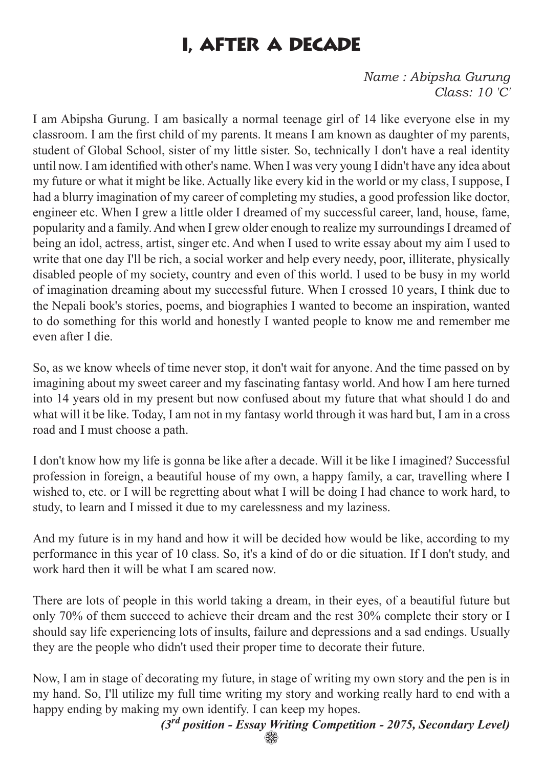# I, AFTER A DECADE

*Name : Abipsha Gurung*
*Class: 10 'C'*

I am Abipsha Gurung. I am basically a normal teenage girl of 14 like everyone else in my classroom. I am the first child of my parents. It means I am known as daughter of my parents, student of Global School, sister of my little sister. So, technically I don't have a real identity until now. I am identified with other's name. When I was very young I didn't have any idea about my future or what it might be like. Actually like every kid in the world or my class, I suppose, I had a blurry imagination of my career of completing my studies, a good profession like doctor, engineer etc. When I grew a little older I dreamed of my successful career, land, house, fame, popularity and a family. And when I grew older enough to realize my surroundings I dreamed of being an idol, actress, artist, singer etc. And when I used to write essay about my aim I used to write that one day I'll be rich, a social worker and help every needy, poor, illiterate, physically disabled people of my society, country and even of this world. I used to be busy in my world of imagination dreaming about my successful future. When I crossed 10 years, I think due to the Nepali book's stories, poems, and biographies I wanted to become an inspiration, wanted to do something for this world and honestly I wanted people to know me and remember me even after I die.

So, as we know wheels of time never stop, it don't wait for anyone. And the time passed on by imagining about my sweet career and my fascinating fantasy world. And how I am here turned into 14 years old in my present but now confused about my future that what should I do and what will it be like. Today, I am not in my fantasy world through it was hard but, I am in a cross road and I must choose a path.

I don't know how my life is gonna be like after a decade. Will it be like I imagined? Successful profession in foreign, a beautiful house of my own, a happy family, a car, travelling where I wished to, etc. or I will be regretting about what I will be doing I had chance to work hard, to study, to learn and I missed it due to my carelessness and my laziness.

And my future is in my hand and how it will be decided how would be like, according to my performance in this year of 10 class. So, it's a kind of do or die situation. If I don't study, and work hard then it will be what I am scared now.

There are lots of people in this world taking a dream, in their eyes, of a beautiful future but only 70% of them succeed to achieve their dream and the rest 30% complete their story or I should say life experiencing lots of insults, failure and depressions and a sad endings. Usually they are the people who didn't used their proper time to decorate their future.

Now, I am in stage of decorating my future, in stage of writing my own story and the pen is in my hand. So, I'll utilize my full time writing my story and working really hard to end with a happy ending by making my own identify. I can keep my hopes.

***(3rd position - Essay Writing Competition - 2075, Secondary Level)***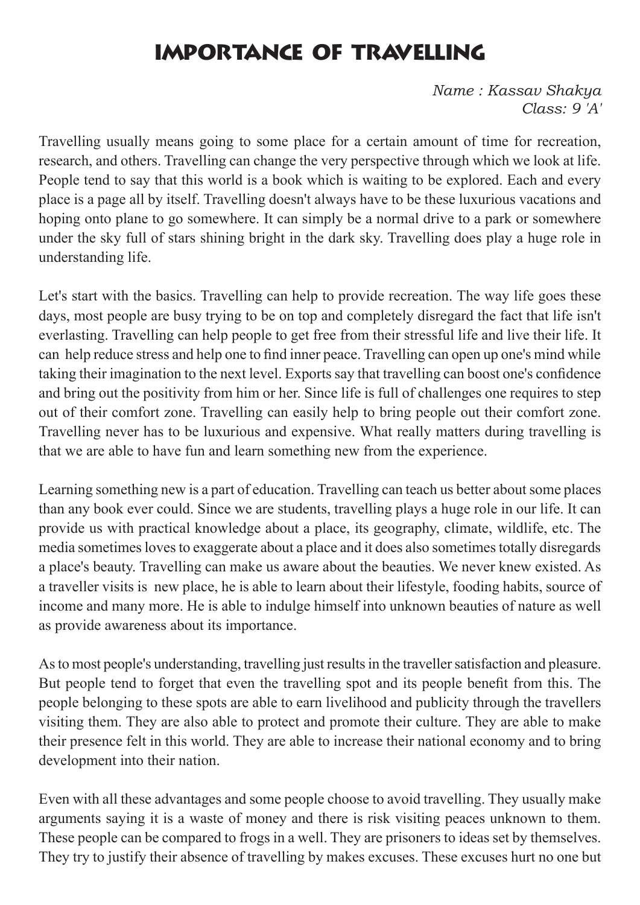# IMPORTANCE OF TRAVELLING

*Name : Kassav Shakya*
*Class: 9 'A'*

Travelling usually means going to some place for a certain amount of time for recreation, research, and others. Travelling can change the very perspective through which we look at life. People tend to say that this world is a book which is waiting to be explored. Each and every place is a page all by itself. Travelling doesn't always have to be these luxurious vacations and hoping onto plane to go somewhere. It can simply be a normal drive to a park or somewhere under the sky full of stars shining bright in the dark sky. Travelling does play a huge role in understanding life.

Let's start with the basics. Travelling can help to provide recreation. The way life goes these days, most people are busy trying to be on top and completely disregard the fact that life isn't everlasting. Travelling can help people to get free from their stressful life and live their life. It can help reduce stress and help one to find inner peace. Travelling can open up one's mind while taking their imagination to the next level. Exports say that travelling can boost one's confidence and bring out the positivity from him or her. Since life is full of challenges one requires to step out of their comfort zone. Travelling can easily help to bring people out their comfort zone. Travelling never has to be luxurious and expensive. What really matters during travelling is that we are able to have fun and learn something new from the experience.

Learning something new is a part of education. Travelling can teach us better about some places than any book ever could. Since we are students, travelling plays a huge role in our life. It can provide us with practical knowledge about a place, its geography, climate, wildlife, etc. The media sometimes loves to exaggerate about a place and it does also sometimes totally disregards a place's beauty. Travelling can make us aware about the beauties. We never knew existed. As a traveller visits is new place, he is able to learn about their lifestyle, fooding habits, source of income and many more. He is able to indulge himself into unknown beauties of nature as well as provide awareness about its importance.

As to most people's understanding, travelling just results in the traveller satisfaction and pleasure. But people tend to forget that even the travelling spot and its people benefit from this. The people belonging to these spots are able to earn livelihood and publicity through the travellers visiting them. They are also able to protect and promote their culture. They are able to make their presence felt in this world. They are able to increase their national economy and to bring development into their nation.

Even with all these advantages and some people choose to avoid travelling. They usually make arguments saying it is a waste of money and there is risk visiting peaces unknown to them. These people can be compared to frogs in a well. They are prisoners to ideas set by themselves. They try to justify their absence of travelling by makes excuses. These excuses hurt no one but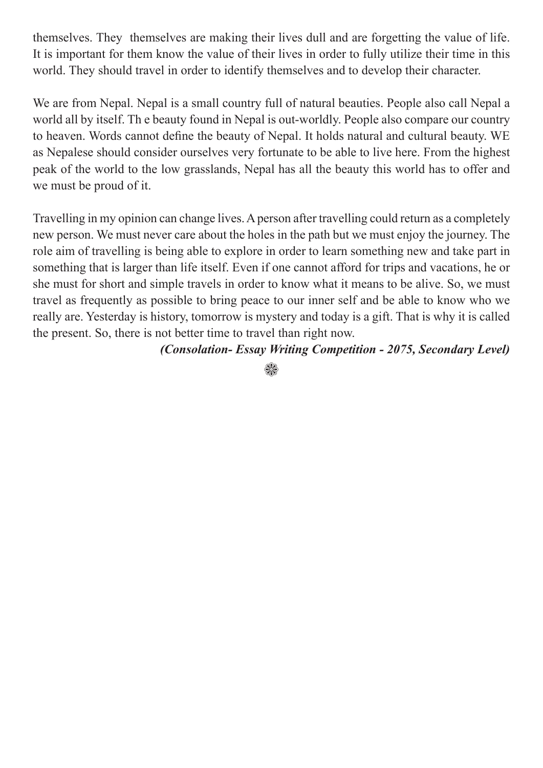themselves. They  themselves are making their lives dull and are forgetting the value of life. It is important for them know the value of their lives in order to fully utilize their time in this world. They should travel in order to identify themselves and to develop their character.

We are from Nepal. Nepal is a small country full of natural beauties. People also call Nepal a world all by itself. Th e beauty found in Nepal is out-worldly. People also compare our country to heaven. Words cannot define the beauty of Nepal. It holds natural and cultural beauty. WE as Nepalese should consider ourselves very fortunate to be able to live here. From the highest peak of the world to the low grasslands, Nepal has all the beauty this world has to offer and we must be proud of it.

Travelling in my opinion can change lives. A person after travelling could return as a completely new person. We must never care about the holes in the path but we must enjoy the journey. The role aim of travelling is being able to explore in order to learn something new and take part in something that is larger than life itself. Even if one cannot afford for trips and vacations, he or she must for short and simple travels in order to know what it means to be alive. So, we must travel as frequently as possible to bring peace to our inner self and be able to know who we really are. Yesterday is history, tomorrow is mystery and today is a gift. That is why it is called the present. So, there is not better time to travel than right now.

***(Consolation- Essay Writing Competition - 2075, Secondary Level)***

❀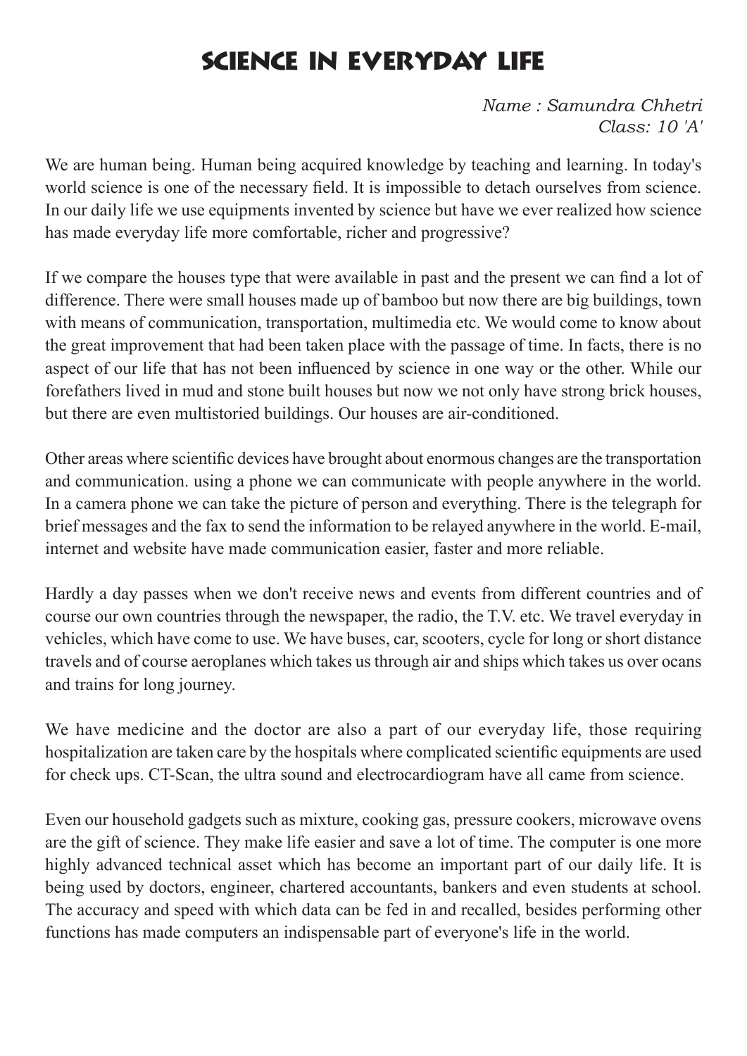# SCIENCE IN EVERYDAY LIFE

*Name : Samundra Chhetri*
*Class: 10 'A'*

We are human being. Human being acquired knowledge by teaching and learning. In today's world science is one of the necessary field. It is impossible to detach ourselves from science. In our daily life we use equipments invented by science but have we ever realized how science has made everyday life more comfortable, richer and progressive?

If we compare the houses type that were available in past and the present we can find a lot of difference. There were small houses made up of bamboo but now there are big buildings, town with means of communication, transportation, multimedia etc. We would come to know about the great improvement that had been taken place with the passage of time. In facts, there is no aspect of our life that has not been influenced by science in one way or the other. While our forefathers lived in mud and stone built houses but now we not only have strong brick houses, but there are even multistoried buildings. Our houses are air-conditioned.

Other areas where scientific devices have brought about enormous changes are the transportation and communication. using a phone we can communicate with people anywhere in the world. In a camera phone we can take the picture of person and everything. There is the telegraph for brief messages and the fax to send the information to be relayed anywhere in the world. E-mail, internet and website have made communication easier, faster and more reliable.

Hardly a day passes when we don't receive news and events from different countries and of course our own countries through the newspaper, the radio, the T.V. etc. We travel everyday in vehicles, which have come to use. We have buses, car, scooters, cycle for long or short distance travels and of course aeroplanes which takes us through air and ships which takes us over ocans and trains for long journey.

We have medicine and the doctor are also a part of our everyday life, those requiring hospitalization are taken care by the hospitals where complicated scientific equipments are used for check ups. CT-Scan, the ultra sound and electrocardiogram have all came from science.

Even our household gadgets such as mixture, cooking gas, pressure cookers, microwave ovens are the gift of science. They make life easier and save a lot of time. The computer is one more highly advanced technical asset which has become an important part of our daily life. It is being used by doctors, engineer, chartered accountants, bankers and even students at school. The accuracy and speed with which data can be fed in and recalled, besides performing other functions has made computers an indispensable part of everyone's life in the world.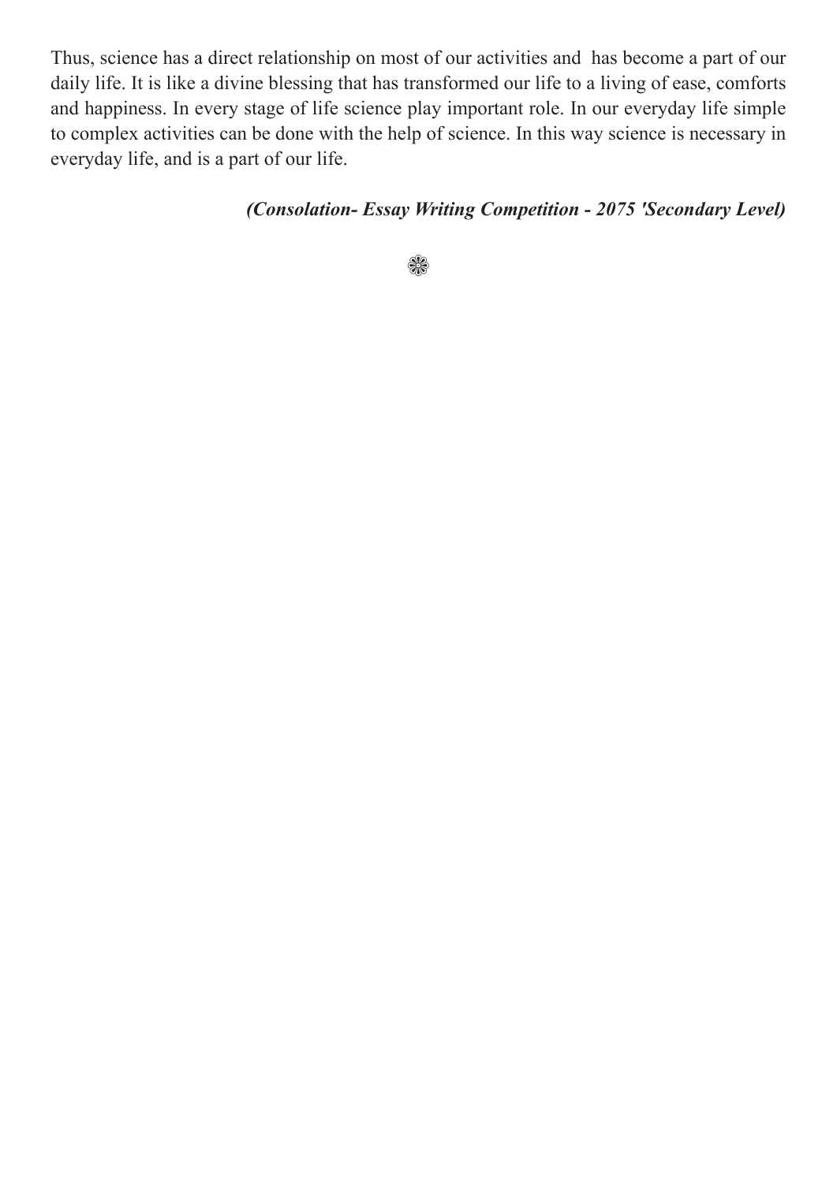Thus, science has a direct relationship on most of our activities and  has become a part of our daily life. It is like a divine blessing that has transformed our life to a living of ease, comforts and happiness. In every stage of life science play important role. In our everyday life simple to complex activities can be done with the help of science. In this way science is necessary in everyday life, and is a part of our life.

***(Consolation- Essay Writing Competition - 2075 'Secondary Level)***

❀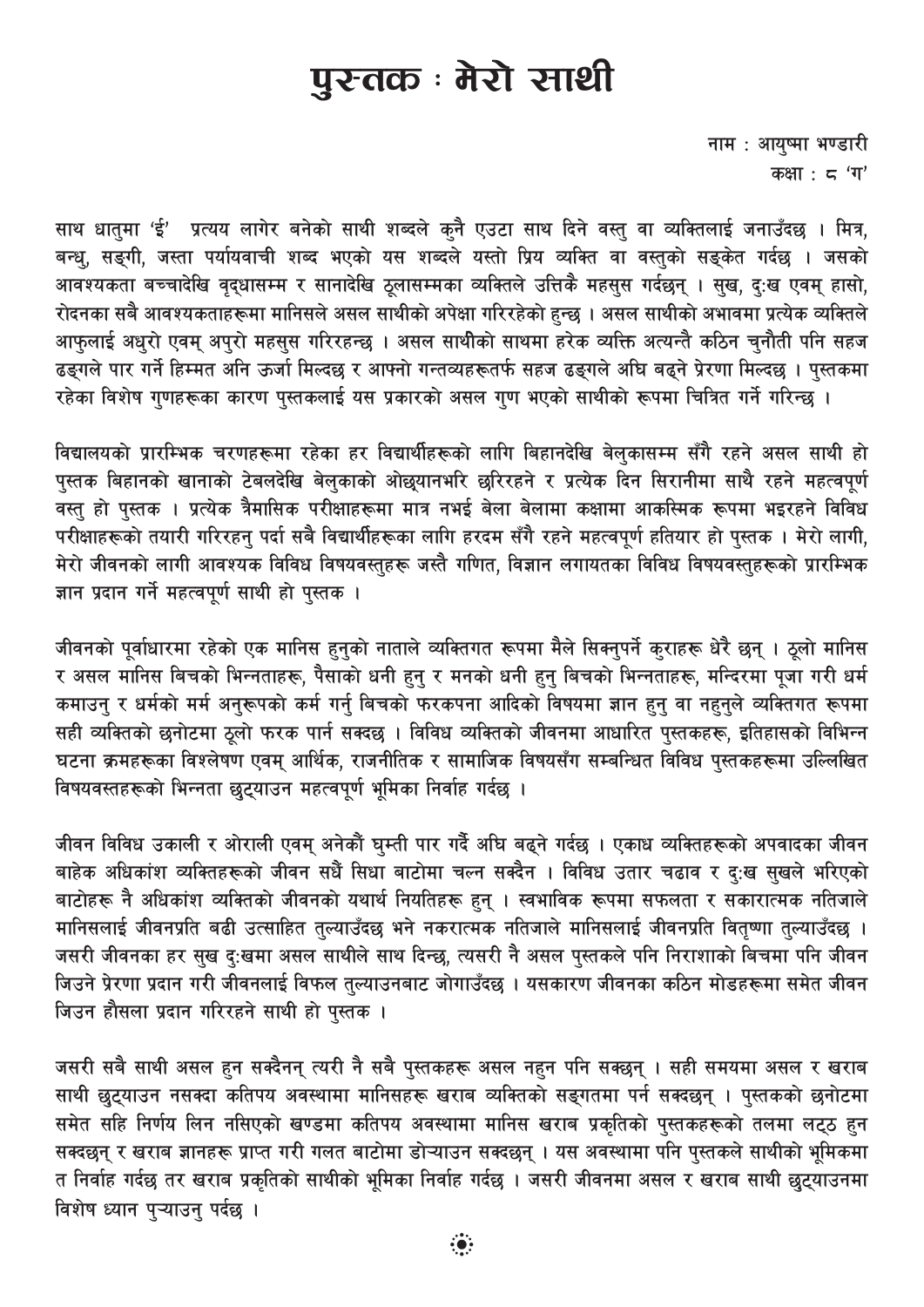# पुस्तक : मेरो साथी

नाम : आयुष्मा भण्डारी  
कक्षा : ८ 'ग'

साथ धातुमा 'ई' प्रत्यय लागेर बनेको साथी शब्दले कुनै एउटा साथ दिने वस्तु वा व्यक्तिलाई जनाउँदछ । मित्र, बन्धु, सङ्गी, जस्ता पर्यायवाची शब्द भएको यस शब्दले यस्तो प्रिय व्यक्ति वा वस्तुको सङ्केत गर्दछ । जसको आवश्यकता बच्चादेखि वृद्धासम्म र सानादेखि ठूलासम्मका व्यक्तिले उत्तिकै महसुस गर्दछन् । सुख, दुःख एवम् हासो, रोदनका सबै आवश्यकताहरूमा मानिसले असल साथीको अपेक्षा गरिरहेको हुन्छ । असल साथीको अभावमा प्रत्येक व्यक्तिले आफुलाई अधुरो एवम् अपुरो महसुस गरिरहन्छ । असल साथीको साथमा हरेक व्यक्ति अत्यन्तै कठिन चुनौती पनि सहज ढङ्गले पार गर्ने हिम्मत अनि ऊर्जा मिल्दछ र आफ्नो गन्तव्यहरूतर्फ सहज ढङ्गले अघि बढ्ने प्रेरणा मिल्दछ । पुस्तकमा रहेका विशेष गुणहरूका कारण पुस्तकलाई यस प्रकारको असल गुण भएको साथीको रूपमा चित्रित गर्ने गरिन्छ ।

विद्यालयको प्रारम्भिक चरणहरूमा रहेका हर विद्यार्थीहरूको लागि बिहानदेखि बेलुकासम्म सँगै रहने असल साथी हो पुस्तक बिहानको खानाको टेबलदेखि बेलुकाको ओछ्यानभरि छरिरहने र प्रत्येक दिन सिरानीमा साथै रहने महत्वपूर्ण वस्तु हो पुस्तक । प्रत्येक त्रैमासिक परीक्षाहरूमा मात्र नभई बेला बेलामा कक्षामा आकस्मिक रूपमा भइरहने विविध परीक्षाहरूको तयारी गरिरहनु पर्दा सबै विद्यार्थीहरूका लागि हरदम सँगै रहने महत्वपूर्ण हतियार हो पुस्तक । मेरो लागी, मेरो जीवनको लागी आवश्यक विविध विषयवस्तुहरू जस्तै गणित, विज्ञान लगायतका विविध विषयवस्तुहरूको प्रारम्भिक ज्ञान प्रदान गर्ने महत्वपूर्ण साथी हो पुस्तक ।

जीवनको पूर्वाधारमा रहेको एक मानिस हुनुको नाताले व्यक्तिगत रूपमा मैले सिक्नुपर्ने कुराहरू धेरै छन् । ठूलो मानिस र असल मानिस बिचको भिन्नताहरू, पैसाको धनी हुनु र मनको धनी हुनु बिचको भिन्नताहरू, मन्दिरमा पूजा गरी धर्म कमाउनु र धर्मको मर्म अनुरूपको कर्म गर्नु बिचको फरकपना आदिको विषयमा ज्ञान हुनु वा नहुनुले व्यक्तिगत रूपमा सही व्यक्तिको छनोटमा ठूलो फरक पार्न सक्दछ । विविध व्यक्तिको जीवनमा आधारित पुस्तकहरू, इतिहासको विभिन्न घटना क्रमहरूका विश्लेषण एवम् आर्थिक, राजनीतिक र सामाजिक विषयसँग सम्बन्धित विविध पुस्तकहरूमा उल्लिखित विषयवस्तहरूको भिन्नता छुट्याउन महत्वपूर्ण भूमिका निर्वाह गर्दछ ।

जीवन विविध उकाली र ओराली एवम् अनेकौं घुम्ती पार गर्दै अघि बढ्ने गर्दछ । एकाध व्यक्तिहरूको अपवादका जीवन बाहेक अधिकांश व्यक्तिहरूको जीवन सधैं सिधा बाटोमा चल्न सक्दैन । विविध उतार चढाव र दुःख सुखले भरिएको बाटोहरू नै अधिकांश व्यक्तिको जीवनको यथार्थ नियतिहरू हुन् । स्वभाविक रूपमा सफलता र सकारात्मक नतिजाले मानिसलाई जीवनप्रति बढी उत्साहित तुल्याउँदछ भने नकरात्मक नतिजाले मानिसलाई जीवनप्रति वितृष्णा तुल्याउँदछ । जसरी जीवनका हर सुख दुःखमा असल साथीले साथ दिन्छ, त्यसरी नै असल पुस्तकले पनि निराशाको बिचमा पनि जीवन जिउने प्रेरणा प्रदान गरी जीवनलाई विफल तुल्याउनबाट जोगाउँदछ । यसकारण जीवनका कठिन मोडहरूमा समेत जीवन जिउन हौसला प्रदान गरिरहने साथी हो पुस्तक ।

जसरी सबै साथी असल हुन सक्दैनन् त्यरी नै सबै पुस्तकहरू असल नहुन पनि सक्छन् । सही समयमा असल र खराब साथी छुट्याउन नसक्दा कतिपय अवस्थामा मानिसहरू खराब व्यक्तिको सङ्गतमा पर्न सक्दछन् । पुस्तकको छनोटमा समेत सहि निर्णय लिन नसिएको खण्डमा कतिपय अवस्थामा मानिस खराब प्रकृतिको पुस्तकहरूको तलमा लट्ठ हुन सक्दछन् र खराब ज्ञानहरू प्राप्त गरी गलत बाटोमा डोऱ्याउन सक्दछन् । यस अवस्थामा पनि पुस्तकले साथीको भूमिकमा त निर्वाह गर्दछ तर खराब प्रकृतिको साथीको भूमिका निर्वाह गर्दछ । जसरी जीवनमा असल र खराब साथी छुट्याउनमा विशेष ध्यान पुऱ्याउनु पर्दछ ।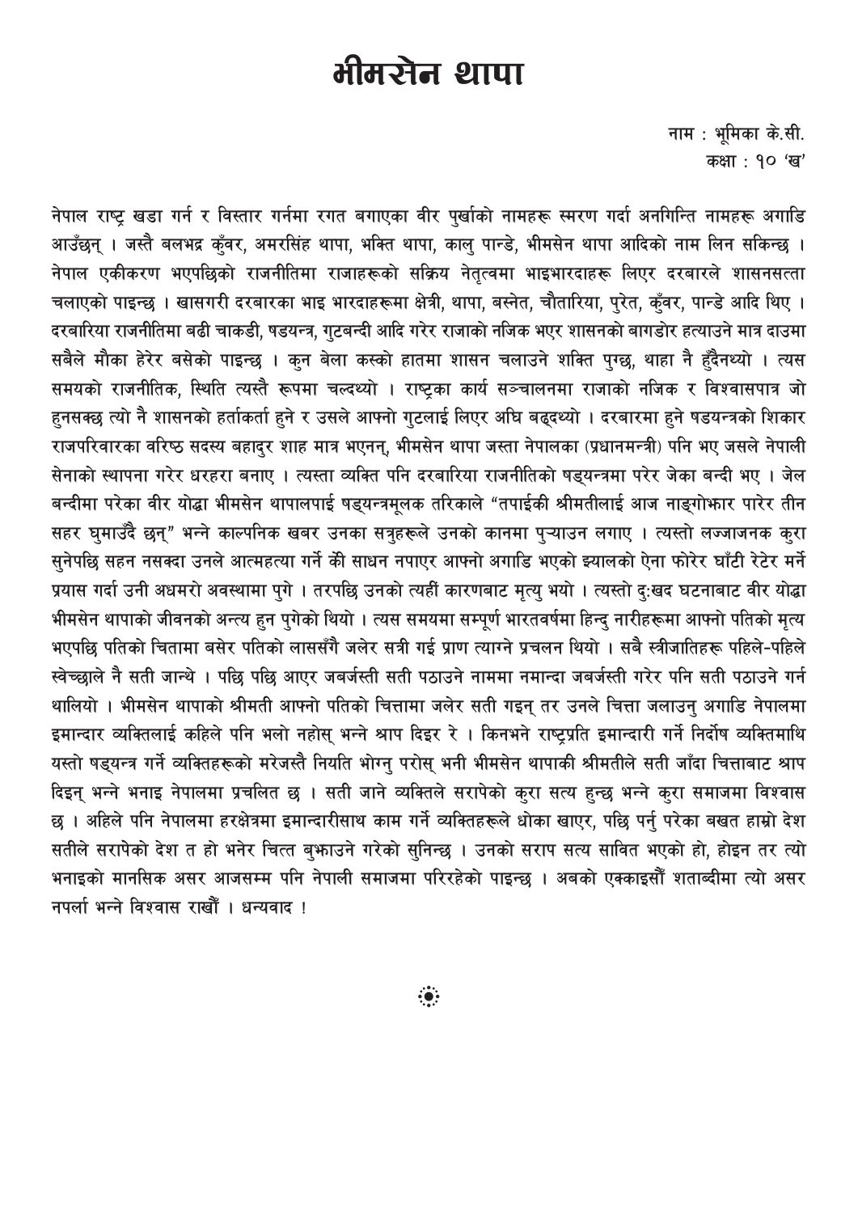# भीमसेन थापा

नाम : भूमिका के.सी.
कक्षा : १० 'ख'

नेपाल राष्ट्र खडा गर्न र विस्तार गर्नमा रगत बगाएका वीर पुर्खाको नामहरू स्मरण गर्दा अनगिन्ति नामहरू अगाडि आउँछन् । जस्तै बलभद्र कुँवर, अमरसिंह थापा, भक्ति थापा, कालु पान्डे, भीमसेन थापा आदिको नाम लिन सकिन्छ । नेपाल एकीकरण भएपछिको राजनीतिमा राजाहरूको सक्रिय नेतृत्वमा भाइभारदाहरू लिएर दरबारले शासनसत्ता चलाएको पाइन्छ । खासगरी दरबारका भाइ भारदाहरूमा क्षेत्री, थापा, बस्नेत, चौतारिया, पुरेत, कुँवर, पान्डे आदि थिए । दरबारिया राजनीतिमा बढी चाकडी, षडयन्त्र, गुटबन्दी आदि गरेर राजाको नजिक भएर शासनको बागडोर हत्याउने मात्र दाउमा सबैले मौका हेरेर बसेको पाइन्छ । कुन बेला कस्को हातमा शासन चलाउने शक्ति पुग्छ, थाहा नै हुँदैनथ्यो । त्यस समयको राजनीतिक, स्थिति त्यस्तै रूपमा चल्दथ्यो । राष्ट्रका कार्य सञ्चालनमा राजाको नजिक र विश्वासपात्र जो हुनसक्छ त्यो नै शासनको हर्ताकर्ता हुने र उसले आफ्नो गुटलाई लिएर अघि बढ्दथ्यो । दरबारमा हुने षडयन्त्रको शिकार राजपरिवारका वरिष्ठ सदस्य बहादुर शाह मात्र भएनन्, भीमसेन थापा जस्ता नेपालका (प्रधानमन्त्री) पनि भए जसले नेपाली सेनाको स्थापना गरेर धरहरा बनाए । त्यस्ता व्यक्ति पनि दरबारिया राजनीतिको षड्यन्त्रमा परेर जेका बन्दी भए । जेल बन्दीमा परेका वीर योद्धा भीमसेन थापालपाई षड्यन्त्रमूलक तरिकाले "तपाईकी श्रीमतीलाई आज नाङ्गोभ्कार पारेर तीन सहर घुमाउँदै छन्" भन्ने काल्पनिक खबर उनका सत्रुहरूले उनको कानमा पुऱ्याउन लगाए । त्यस्तो लज्जाजनक कुरा सुनेपछि सहन नसक्दा उनले आत्महत्या गर्ने की साधन नपाएर आफ्नो अगाडि भएको झ्यालको ऐना फोरेर घाँटी रेटेर मर्ने प्रयास गर्दा उनी अधमरो अवस्थामा पुगे । तरपछि उनको त्यहीं कारणबाट मृत्यु भयो । त्यस्तो दु:खद घटनाबाट वीर योद्धा भीमसेन थापाको जीवनको अन्त्य हुन पुगेको थियो । त्यस समयमा सम्पूर्ण भारतवर्षमा हिन्दु नारीहरूमा आफ्नो पतिको मृत्य भएपछि पतिको चितामा बसेर पतिको लाससँगै जलेर सत्री गई प्राण त्याग्ने प्रचलन थियो । सबै स्त्रीजातिहरू पहिले-पहिले स्वेच्छाले नै सती जान्थे । पछि पछि आएर जबर्जस्ती सती पठाउने नाममा नमान्दा जबर्जस्ती गरेर पनि सती पठाउने गर्न थालियो । भीमसेन थापाको श्रीमती आफ्नो पतिको चित्तामा जलेर सती गइन् तर उनले चित्ता जलाउनु अगाडि नेपालमा इमान्दार व्यक्तिलाई कहिले पनि भलो नहोस् भन्ने श्राप दिइर रे । किनभने राष्ट्रप्रति इमानदारी गर्ने निर्दोष व्यक्तिमाथि यस्तो षड्यन्त्र गर्ने व्यक्तिहरूको मरेजस्तै नियति भोग्नु परोस् भनी भीमसेन थापाकी श्रीमतीले सती जाँदा चित्ताबाट श्राप दिइन् भन्ने भनाइ नेपालमा प्रचलित छ । सती जाने व्यक्तिले सरापेको कुरा सत्य हुन्छ भन्ने कुरा समाजमा विश्वास छ । अहिले पनि नेपालमा हरक्षेत्रमा इमान्दारीसाथ काम गर्ने व्यक्तिहरूले धोका खाएर, पछि पर्नु परेका बखत हाम्रो देश सतीले सरापेको देश त हो भनेर चित्त बुझाउने गरेको सुनिन्छ । उनको सराप सत्य सावित भएको हो, होइन तर त्यो भनाइको मानसिक असर आजसम्म पनि नेपाली समाजमा परिरहेको पाइन्छ । अबको एक्काइसौँ शताब्दीमा त्यो असर नपर्ला भन्ने विश्वास राखौँ । धन्यवाद !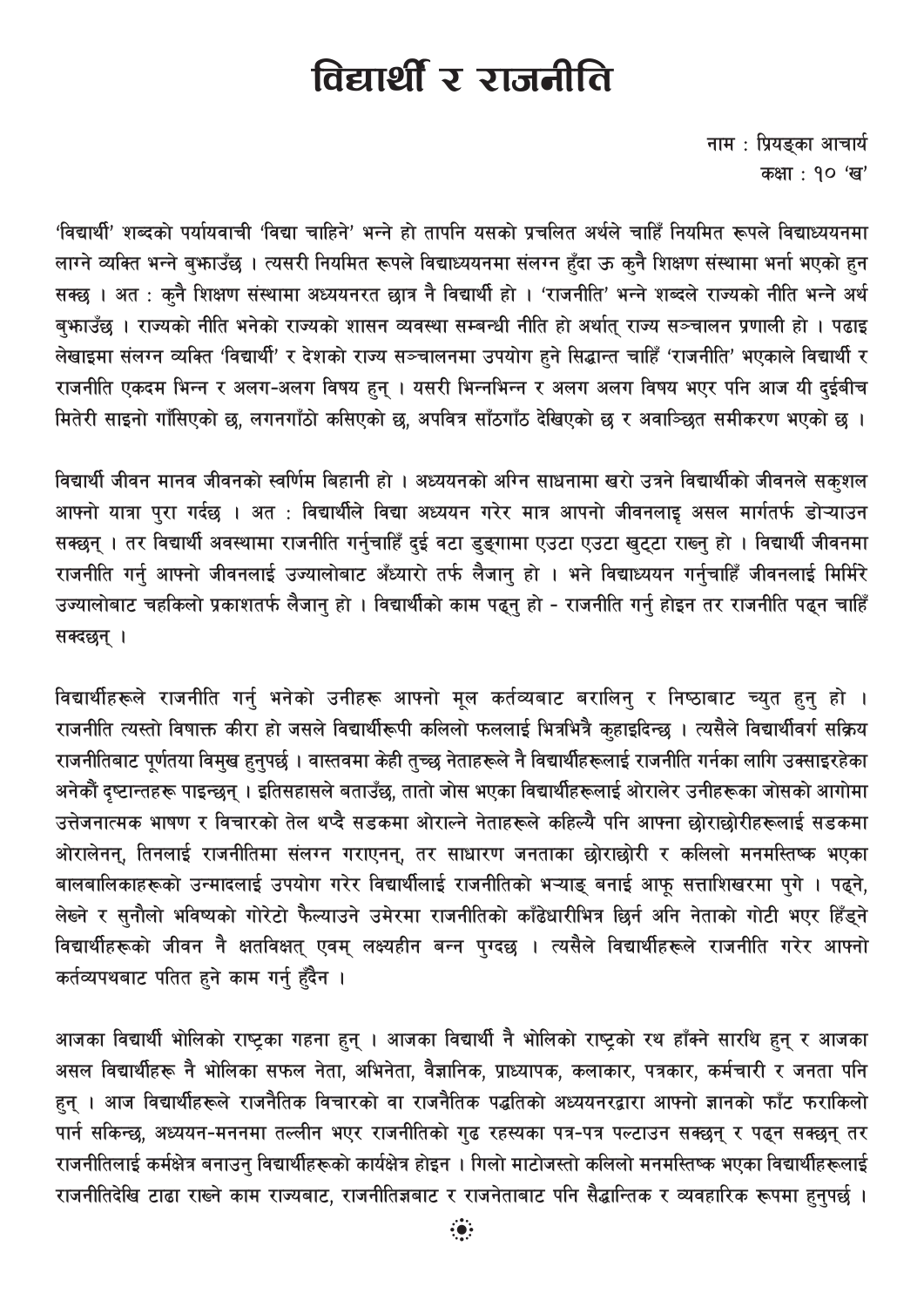# विद्यार्थी र राजनीति

नाम : प्रियङ्का आचार्य
कक्षा : १० 'ख'

'विद्यार्थी' शब्दको पर्यायवाची 'विद्या चाहिने' भन्ने हो तापनि यसको प्रचलित अर्थले चाहिँ नियमित रूपले विद्याध्ययनमा लाग्ने व्यक्ति भन्ने बुझाउँछ । त्यसरी नियमित रूपले विद्याध्ययनमा संलग्न हुँदा ऊ कुनै शिक्षण संस्थामा भर्ना भएको हुन सक्छ । अत : कुनै शिक्षण संस्थामा अध्ययनरत छात्र नै विद्यार्थी हो । 'राजनीति' भन्ने शब्दले राज्यको नीति भन्ने अर्थ बुझाउँछ । राज्यको नीति भनेको राज्यको शासन व्यवस्था सम्बन्धी नीति हो अर्थात् राज्य सञ्चालन प्रणाली हो । पढाइ लेखाइमा संलग्न व्यक्ति 'विद्यार्थी' र देशको राज्य सञ्चालनमा उपयोग हुने सिद्धान्त चाहिँ 'राजनीति' भएकाले विद्यार्थी र राजनीति एकदम भिन्न र अलग-अलग विषय हुन् । यसरी भिन्नभिन्न र अलग अलग विषय भएर पनि आज यी दुईबीच मितेरी साइनो गाँसिएको छ, लगनगाँठो कसिएको छ, अपवित्र साँठगाँठ देखिएको छ र अवाञ्छित समीकरण भएको छ ।

विद्यार्थी जीवन मानव जीवनको स्वर्णिम बिहानी हो । अध्ययनको अग्नि साधनामा खरो उत्रने विद्यार्थीको जीवनले सकुशल आफ्नो यात्रा पुरा गर्दछ । अत : विद्यार्थीले विद्या अध्ययन गरेर मात्र आपनो जीवनलाइ असल मार्गतर्फ डोऱ्याउन सक्छन् । तर विद्यार्थी अवस्थामा राजनीति गर्नुचाहिँ दुई वटा डुङ्गामा एउटा एउटा खुट्टा राख्नु हो । विद्यार्थी जीवनमा राजनीति गर्नु आफ्नो जीवनलाई उज्यालोबाट अँध्यारो तर्फ लैजानु हो । भने विद्याध्ययन गर्नुचाहिँ जीवनलाई मिर्मिरे उज्यालोबाट चहकिलो प्रकाशतर्फ लैजानु हो । विद्यार्थीको काम पढ्नु हो - राजनीति गर्नु होइन तर राजनीति पढ्न चाहिँ सक्दछन् ।

विद्यार्थीहरूले राजनीति गर्नु भनेको उनीहरू आफ्नो मूल कर्तव्यबाट बरालिनु र निष्ठाबाट च्युत हुनु हो । राजनीति त्यस्तो विषाक्त कीरा हो जसले विद्यार्थीरूपी कलिलो फललाई भित्रभित्रै कुहाइदिन्छ । त्यसैले विद्यार्थीवर्ग सक्रिय राजनीतिबाट पूर्णतया विमुख हुनुपर्छ । वास्तवमा केही तुच्छ नेताहरूले नै विद्यार्थीहरूलाई राजनीति गर्नका लागि उक्साइरहेका अनेकौं दृष्टान्तहरू पाइन्छन् । इतिसहासले बताउँछ, तातो जोस भएका विद्यार्थीहरूलाई ओरालेर उनीहरूका जोसको आगोमा उत्तेजनात्मक भाषण र विचारको तेल थप्दै सडकमा ओराल्ने नेताहरूले कहिल्यै पनि आफ्ना छोराछोरीहरूलाई सडकमा ओरालेनन्, तिनलाई राजनीतिमा संलग्न गराएनन्, तर साधारण जनताका छोराछोरी र कलिलो मनमस्तिष्क भएका बालबालिकाहरूको उन्मादलाई उपयोग गरेर विद्यार्थीलाई राजनीतिको भऱ्याङ् बनाई आफू सत्ताशिखरमा पुगे । पढ्ने, लेख्ने र सुनौलो भविष्यको गोरेटो फैल्याउने उमेरमा राजनीतिको काँढेधारीभित्र छिर्न अनि नेताको गोटी भएर हिँड्ने विद्यार्थीहरूको जीवन नै क्षतविक्षत् एवम् लक्ष्यहीन बन्न पुग्दछ । त्यसैले विद्यार्थीहरूले राजनीति गरेर आफ्नो कर्तव्यपथबाट पतित हुने काम गर्नु हुँदैन ।

आजका विद्यार्थी भोलिको राष्ट्रका गहना हुन् । आजका विद्यार्थी नै भोलिको राष्ट्रको रथ हाँक्ने सारथि हुन् र आजका असल विद्यार्थीहरू नै भोलिका सफल नेता, अभिनेता, वैज्ञानिक, प्राध्यापक, कलाकार, पत्रकार, कर्मचारी र जनता पनि हुन् । आज विद्यार्थीहरूले राजनैतिक विचारको वा राजनैतिक पद्धतिको अध्ययनरद्वारा आफ्नो ज्ञानको फाँट फराकिलो पार्न सकिन्छ, अध्ययन-मननमा तल्लीन भएर राजनीतिको गुढ रहस्यका पत्र-पत्र पल्टाउन सक्छन् र पढ्न सक्छन् तर राजनीतिलाई कर्मक्षेत्र बनाउनु विद्यार्थीहरूको कार्यक्षेत्र होइन । गिलो माटोजस्तो कलिलो मनमस्तिष्क भएका विद्यार्थीहरूलाई राजनीतिदेखि टाढा राख्ने काम राज्यबाट, राजनीतिज्ञबाट र राजनेताबाट पनि सैद्धान्तिक र व्यवहारिक रूपमा हुनुपर्छ ।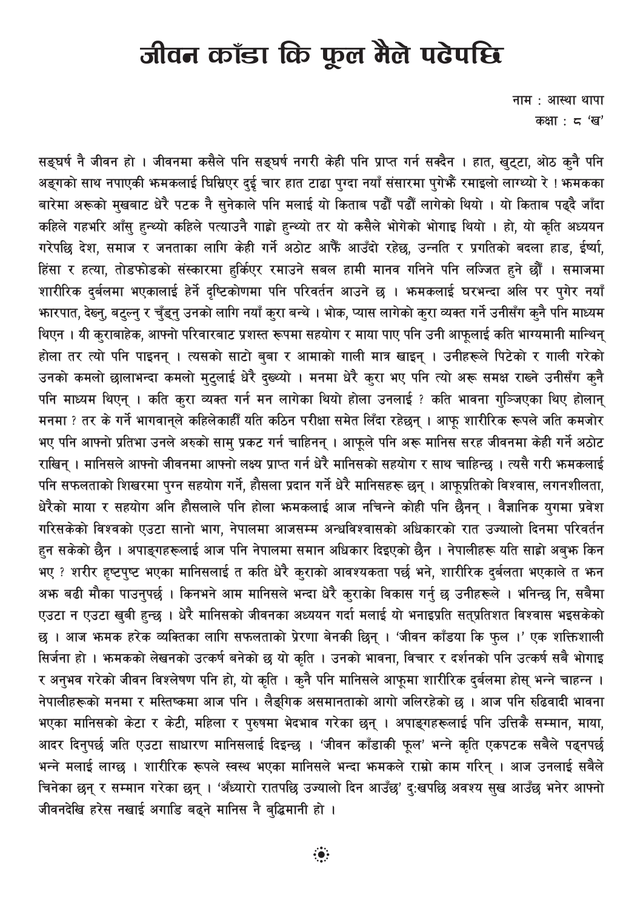# जीवन काँडा कि फूल मैले पढेपछि

नाम : आस्था थापा  
कक्षा : ८ 'ख'

सङ्घर्ष नै जीवन हो । जीवनमा कसैले पनि सङ्घर्ष नगरी केही पनि प्राप्त गर्न सक्दैन । हात, खुट्टा, ओठ कुनै पनि अङ्गको साथ नपाएकी झमकलाई घिमिरेर दुईं चार हात टाढा पुग्दा नयाँ संसारमा पुगेझैं रमाइलो लाग्थ्यो रे ! झमकका बारेमा अरूको मुखबाट धेरै पटक नै सुनेकाले पनि मलाई यो किताब पढौँ पढौँ लागेको थियो । यो किताब पढ्दै जाँदा कहिले गहभरि आँसु हुन्थ्यो कहिले पत्याउनै गाह्रो हुन्थ्यो तर यो कसैले भोगेको भोगाइ थियो । हो, यो कृति अध्ययन गरेपछि देश, समाज र जनताका लागि केही गर्ने अठोट आफैँ आउँदो रहेछ, उन्नति र प्रगतिको बदला हाड, ईर्ष्या, हिंसा र हत्या, तोडफोडको संस्कारमा हुर्किएर रमाउने सबल हामी मानव गनिने पनि लज्जित हुने छौँ । समाजमा शारीरिक दुर्बलमा भएकालाई हेर्ने दृष्टिकोणमा पनि परिवर्तन आउने छ । झमकलाई घरभन्दा अलि पर पुगेर नयाँ झारपात, देख्नु, बटुल्नु र चुँड्नु उनको लागि नयाँ कुरा बन्थ्ये । भोक, प्यास लागेको कुरा व्यक्त गर्ने उनीसँग कुनै पनि माध्यम थिएन । यी कुराबाहेक, आफ्नो परिवारबाट प्रशस्त रूपमा सहयोग र माया पाए पनि उनी आफूलाई कति भाग्यमानी मान्थिन् होला तर त्यो पनि पाइनन् । त्यसको साटो बुबा र आमाको गाली मात्र खाइन् । उनीहरूले पिटेको र गाली गरेको उनको कमलो छालाभन्दा कमलो मुटुलाई धेरै दुख्थ्यो । मनमा धेरै कुरा भए पनि त्यो अरू समक्ष राख्ने उनीसँग कुनै पनि माध्यम थिएन् । कति कुरा व्यक्त गर्न मन लागेका थियो होला उनलाई ? कति भावना गुज्जिएका थिए होलान् मनमा ? तर के गर्ने भागवान्ले कहिलेकाहीँ यति कठिन परीक्षा समेत लिँदा रहेछन् । आफू शारीरिक रूपले जति कमजोर भए पनि आफ्नो प्रतिभा उनले अरुको सामु प्रकट गर्न चाहिनन् । आफूले पनि अरू मानिस सरह जीवनमा केही गर्ने अठोट राखिन् । मानिसले आफ्नो जीवनमा आफ्नो लक्ष्य प्राप्त गर्न धेरै मानिसको सहयोग र साथ चाहिन्छ । त्यसै गरी झमकलाई पनि सफलताको शिखरमा पुग्न सहयोग गर्ने, हौसला प्रदान गर्ने धेरै मानिसहरू छन् । आफूप्रतिको विश्वास, लगनशीलता, धेरैको माया र सहयोग अनि हौसलाले पनि होला झमकलाई आज नचिन्ने कोही पनि छैनन् । वैज्ञानिक युगमा प्रवेश गरिसकेको विश्वको एउटा सानो भाग, नेपालमा आजसम्म अन्धविश्वासको अधिकारको रात उज्यालो दिनमा परिवर्तन हुन सकेको छैन । अपाङ्गहरूलाई आज पनि नेपालमा समान अधिकार दिइएको छैन । नेपालीहरू यति साह्रो अबुझ किन भए ? शरीर हृष्टपुष्ट भएका मानिसलाई त कति धेरै कुराको आवश्यकता पर्छ भने, शारीरिक दुर्बलता भएकाले त झन अझ बढी मौका पाउनुपर्छ । किनभने आम मानिसले भन्दा धेरै कुराको विकास गर्नु छ उनीहरूले । भनिन्छ नि, सबैमा एउटा न एउटा खुबी हुन्छ । धेरै मानिसको जीवनका अध्ययन गर्दा मलाई यो भनाइप्रति सत्प्रतिशत विश्वास भइसकेको छ । आज झमक हरेक व्यक्तिका लागि सफलताको प्रेरणा बेनकी छिन् । 'जीवन काँडया कि फुल ।' एक शक्तिशाली सिर्जना हो । झमकको लेखनको उत्कर्ष बनेको छ यो कृति । उनको भावना, विचार र दर्शनको पनि उत्कर्ष सबै भोगाइ र अनुभव गरेको जीवन विश्लेषण पनि हो, यो कृति । कुनै पनि मानिसले आफूमा शारीरिक दुर्बलमा होस् भन्ने चाहन्न । नेपालीहरूको मनमा र मस्तिष्कमा आज पनि । लैङ्गिक असमानताको आगो जलिरहेको छ । आज पनि रुढिवादी भावना भएका मानिसको केटा र केटी, महिला र पुरुषमा भेदभाव गरेका छन् । अपाङ्गहरूलाई पनि उत्तिकै सम्मान, माया, आदर दिनुपर्छ जति एउटा साधारण मानिसलाई दिइन्छ । 'जीवन काँडाकी फूल' भन्ने कृति एकपटक सबैले पढ्नपर्छ भन्ने मलाई लाग्छ । शारीरिक रूपले स्वस्थ भएका मानिसले भन्दा झमकले राम्रो काम गरिन् । आज उनलाई सबैले चिनेका छन् र सम्मान गरेका छन् । 'अँध्यारो रातपछि उज्यालो दिन आउँछ' दुःखपछि अवश्य सुख आउँछ भनेर आफ्नो जीवनदेखि हरेस नखाई अगाडि बढ्ने मानिस नै बुद्धिमानी हो ।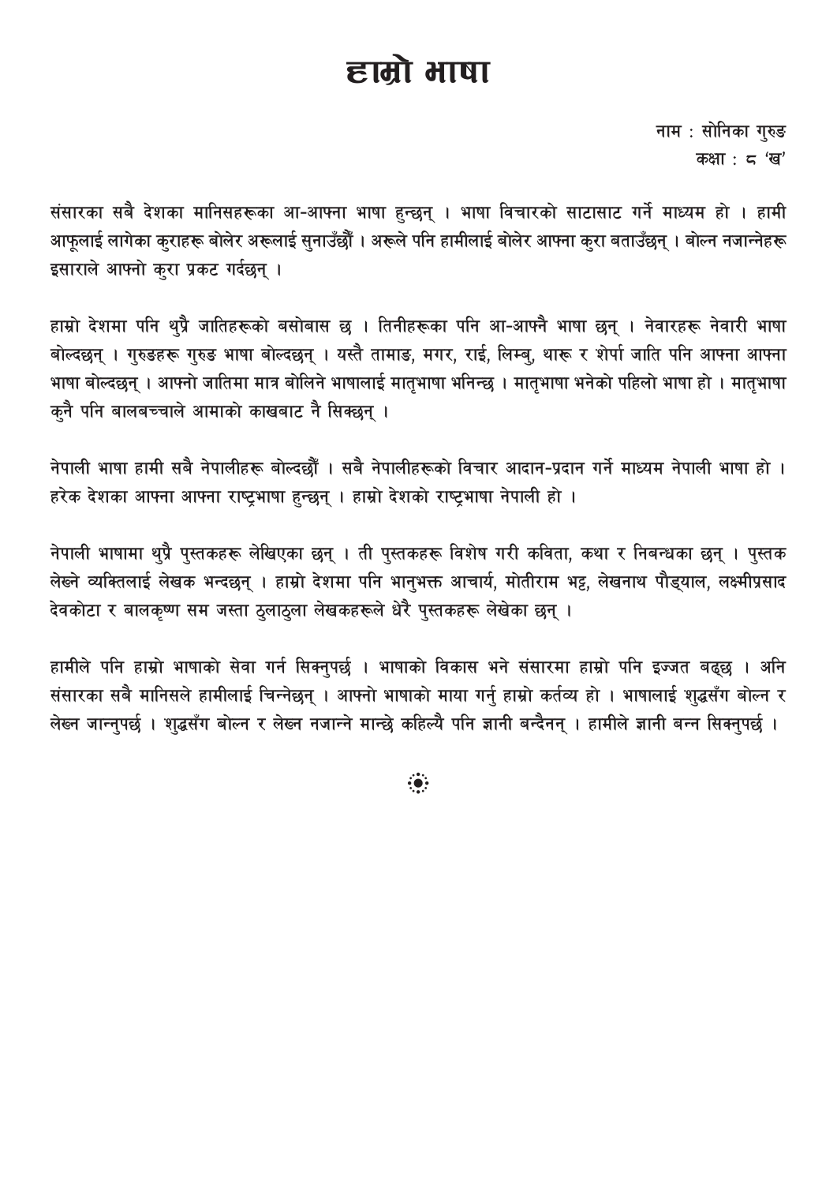# हाम्रो भाषा

नाम : सोनिका गुरुङ
कक्षा : ८ 'ख'

संसारका सबै देशका मानिसहरूका आ-आफ्ना भाषा हुन्छन् । भाषा विचारको साटासाट गर्ने माध्यम हो । हामी आफूलाई लागेका कुराहरू बोलेर अरूलाई सुनाउँछौँ । अरूले पनि हामीलाई बोलेर आफ्ना कुरा बताउँछन् । बोल्न नजान्नेहरू इसाराले आफ्नो कुरा प्रकट गर्दछन् ।

हाम्रो देशमा पनि थुप्रै जातिहरूको बसोबास छ । तिनीहरूका पनि आ-आफ्नै भाषा छन् । नेवारहरू नेवारी भाषा बोल्दछन् । गुरुङहरू गुरुङ भाषा बोल्दछन् । यस्तै तामाङ, मगर, राई, लिम्बु, थारू र शेर्पा जाति पनि आफ्ना आफ्ना भाषा बोल्दछन् । आफ्नो जातिमा मात्र बोलिने भाषालाई मातृभाषा भनिन्छ । मातृभाषा भनेको पहिलो भाषा हो । मातृभाषा कुनै पनि बालबच्चाले आमाको काखबाट नै सिक्छन् ।

नेपाली भाषा हामी सबै नेपालीहरू बोल्दछौँ । सबै नेपालीहरूको विचार आदान-प्रदान गर्ने माध्यम नेपाली भाषा हो । हरेक देशका आफ्ना आफ्ना राष्ट्रभाषा हुन्छन् । हाम्रो देशको राष्ट्रभाषा नेपाली हो ।

नेपाली भाषामा थुप्रै पुस्तकहरू लेखिएका छन् । ती पुस्तकहरू विशेष गरी कविता, कथा र निबन्धका छन् । पुस्तक लेख्ने व्यक्तिलाई लेखक भन्दछन् । हाम्रो देशमा पनि भानुभक्त आचार्य, मोतीराम भट्ट, लेखनाथ पौड्याल, लक्ष्मीप्रसाद देवकोटा र बालकृष्ण सम जस्ता ठुलाठुला लेखकहरूले धेरै पुस्तकहरू लेखेका छन् ।

हामीले पनि हाम्रो भाषाको सेवा गर्न सिक्नुपर्छ । भाषाको विकास भने संसारमा हाम्रो पनि इज्जत बढ्छ । अनि संसारका सबै मानिसले हामीलाई चिन्नेछन् । आफ्नो भाषाको माया गर्नु हाम्रो कर्तव्य हो । भाषालाई शुद्धसँग बोल्न र लेख्न जान्नुपर्छ । शुद्धसँग बोल्न र लेख्न नजान्ने मान्छे कहिल्यै पनि ज्ञानी बन्दैनन् । हामीले ज्ञानी बन्न सिक्नुपर्छ ।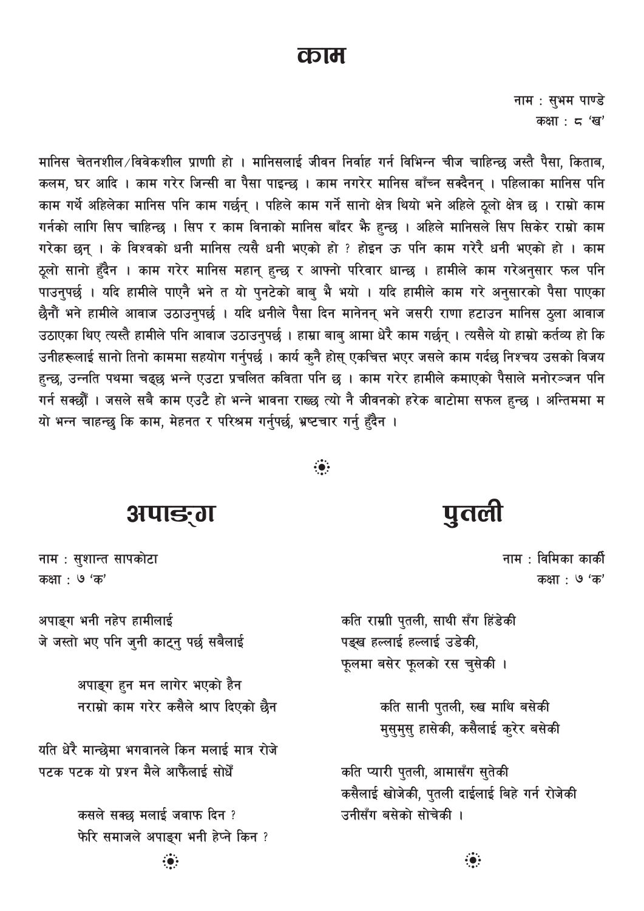# काम

नाम : सुभम पाण्डे
कक्षा : ८ 'ख'

मानिस चेतनशील/विवेकशील प्राणी हो । मानिसलाई जीवन निर्वाह गर्न विभिन्न चीज चाहिन्छ जस्तै पैसा, किताब, कलम, घर आदि । काम गरेर जिन्सी वा पैसा पाइन्छ । काम नगरेर मानिस बाँच्न सक्दैनन् । पहिलाका मानिस पनि काम गर्थे अहिलेका मानिस पनि काम गर्छन् । पहिले काम गर्ने सानो क्षेत्र थियो भने अहिले ठूलो क्षेत्र छ । राम्रो काम गर्नको लागि सिप चाहिन्छ । सिप र काम विनाको मानिस बाँदर भै हुन्छ । अहिले मानिसले सिप सिकेर राम्रो काम गरेका छन् । के विश्वको धनी मानिस त्यसै धनी भएको हो ? होइन ऊ पनि काम गरेरै धनी भएको हो । काम ठूलो सानो हुँदैन । काम गरेर मानिस महान् हुन्छ र आफ्नो परिवार धान्छ । हामीले काम गरेअनुसार फल पनि पाउनुपर्छ । यदि हामीले पाएनै भने त यो पुनटेको बाबु भै भयो । यदि हामीले काम गरे अनुसारको पैसा पाएका छैनौं भने हामीले आवाज उठाउनुपर्छ । यदि धनीले पैसा दिन मानेनन् भने जसरी राणा हटाउन मानिस ठुला आवाज उठाएका थिए त्यस्तै हामीले पनि आवाज उठाउनुपर्छ । हाम्रा बाबु आमा धेरै काम गर्छन् । त्यसैले यो हाम्रो कर्तव्य हो कि उनीहरूलाई सानो तिनो काममा सहयोग गर्नुपर्छ । कार्य कुनै होस् एकचित्त भएर जसले काम गर्दछ निश्चय उसको विजय हुन्छ, उन्नति पथमा चढ्छ भन्ने एउटा प्रचलित कविता पनि छ । काम गरेर हामीले कमाएको पैसाले मनोरञ्जन पनि गर्न सक्छौं । जसले सबै काम एउटै हो भन्ने भावना राख्छ त्यो नै जीवनको हरेक बाटोमा सफल हुन्छ । अन्तिममा म यो भन्न चाहन्छु कि काम, मेहनत र परिश्रम गर्नुपर्छ, भ्रष्टचार गर्नु हुँदैन ।

# अपाङ्ग

नाम : सुशान्त सापकोटा
कक्षा : ७ 'क'

अपाङ्ग भनी नहेप हामीलाई
जे जस्तो भए पनि जुनी काट्नु पर्छ सबैलाई

अपाङ्ग हुन मन लागेर भएको हैन
नराम्रो काम गरेर कसैले श्राप दिएको छैन

यति धेरै मान्छेमा भगवानले किन मलाई मात्र रोजे
पटक पटक यो प्रश्न मैले आफैंलाई सोधेँ

कसले सक्छ मलाई जवाफ दिन ?
फेरि समाजले अपाङ्ग भनी हेप्ने किन ?

# पुतली

नाम : विमिका कार्की
कक्षा : ७ 'क'

कति राम्री पुतली, साथी सँग हिंडेकी
पङ्ख हल्लाई हल्लाई उडेकी,
फूलमा बसेर फूलको रस चुसेकी ।

कति सानी पुतली, रुख माथि बसेकी
मुसुमुसु हासेकी, कसैलाई कुरेर बसेकी

कति प्यारी पुतली, आमासँग सुतेकी
कसैलाई खोजेकी, पुतली दाईलाई बिहे गर्न रोजेकी
उनीसँग बसेको सोचेकी ।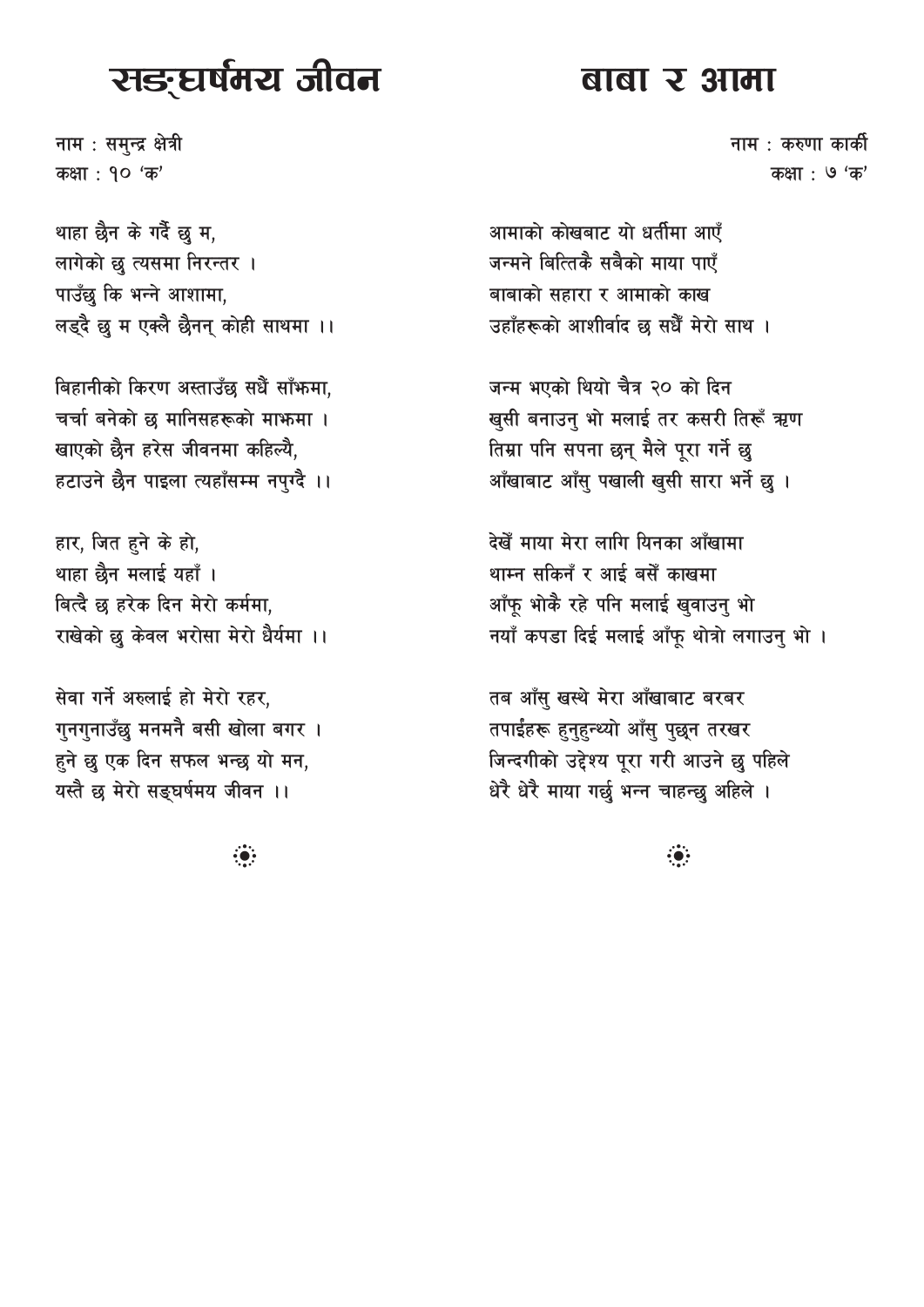# सङ्घर्षमय जीवन

नाम : समुन्द्र क्षेत्री
कक्षा : १० 'क'

थाहा छैन के गर्दै छु म,
लागेको छु त्यसमा निरन्तर ।
पाउँछु कि भन्ने आशामा,
लड्दै छु म एक्लै छैनन् कोही साथमा ।।

बिहानीको किरण अस्ताउँछ सधैं साँझमा,
चर्चा बनेको छ मानिसहरूको माझमा ।
खाएको छैन हरेस जीवनमा कहिल्यै,
हटाउने छैन पाइला त्यहाँसम्म नपुग्दै ।।

हार, जित हुने के हो,
थाहा छैन मलाई यहाँ ।
बित्दै छ हरेक दिन मेरो कर्ममा,
राखेको छु केवल भरोसा मेरो धैर्यमा ।।

सेवा गर्ने अरुलाई हो मेरो रहर,
गुनगुनाउँछु मनमनै बसी खोला बगर ।
हुने छु एक दिन सफल भन्छ यो मन,
यस्तै छ मेरो सङ्घर्षमय जीवन ।।

# बाबा र आमा

नाम : करुणा कार्की
कक्षा : ७ 'क'

आमाको कोखबाट यो धर्तीमा आएँ
जन्मने बित्तिकै सबैको माया पाएँ
बाबाको सहारा र आमाको काख
उहाँहरूको आशीर्वाद छ सधैं मेरो साथ ।

जन्म भएको थियो चैत्र २० को दिन
खुसी बनाउनु भो मलाई तर कसरी तिरूँ ऋण
तिम्रा पनि सपना छन् मैले पूरा गर्ने छु
आँखाबाट आँसु पखाली खुसी सारा भर्ने छु ।

देखेँ माया मेरा लागि यिनका आँखामा
थाम्न सकिनँ र आई बसेँ काखमा
आँफू भोकै रहे पनि मलाई खुवाउनु भो
नयाँ कपडा दिई मलाई आँफू थोत्रो लगाउनु भो ।

तब आँसु खस्थे मेरा आँखाबाट बरबर
तपाईंहरू हुनुहुन्थ्यो आँसु पुछ्न तरखर
जिन्दगीको उद्देश्य पूरा गरी आउने छु पहिले
धेरै धेरै माया गर्छु भन्न चाहन्छु अहिले ।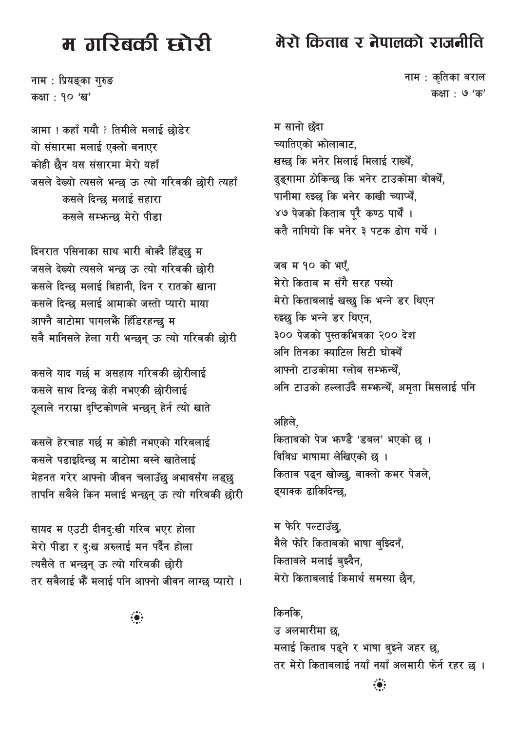# म गरिबकी छोरी

नाम : प्रियङ्का गुरुङ
कक्षा : १० 'ख'

आमा ! कहाँ गयौ ? तिमीले मलाई छोडेर
यो संसारमा मलाई एक्लो बनाएर
कोही छैन यस संसारमा मेरो यहाँ
जसले देख्यो त्यसले भन्छ ऊ त्यो गरिबकी छोरी त्यहाँ
कसले दिन्छ मलाई सहारा
कसले सम्झन्छ मेरो पीडा

दिनरात पसिनाका साथ भारी बोक्दै हिँड्छु म
जसले देख्यो त्यसले भन्छ ऊ त्यो गरिबकी छोरी
कसले दिन्छ मलाई बिहानी, दिन र रातको खाना
कसले दिन्छ मलाई आमाको जस्तो प्यारो माया
आफ्नै बाटोमा पागलझैं हिँडिरहन्छु म
सबै मानिसले हेला गरी भन्छन् ऊ त्यो गरिबकी छोरी

कसले याद गर्छ म असहाय गरिबकी छोरीलाई
कसले साथ दिन्छ केही नभएकी छोरीलाई
ठूलाले नराम्रा दृष्टिकोणले भन्छन् हेर्न त्यो खाते

कसले हेरचाह गर्छ म कोही नभएको गरिबलाई
कसले पढाइदिन्छ म बाटोमा बस्ने खातेलाई
मेहनत गरेर आफ्नो जीवन चलाउँछु अभावसँग लड्छु
तापनि सबैले किन मलाई भन्छन् ऊ त्यो गरिबकी छोरी

सायद म एउटी दीनदु:खी गरिब भएर होला
मेरो पीडा र दु:ख अरुलाई मन पर्दैन होला
त्यसैले त भन्छन् ऊ त्यो गरिबकी छोरी
तर सबैलाई झैं मलाई पनि आफ्नो जीवन लाग्छ प्यारो ।

# मेरो किताब र नेपालको राजनीति

नाम : कृतिका बराल
कक्षा : ७ 'क'

म सानो छँदा
च्यातिएको झोलाबाट,
खस्छ कि भनेर मिलाई मिलाई राख्थें,
ढुङ्गामा ठोकिन्छ कि भनेर टाउकोमा बोक्थें,
पानीमा रुझ्छ कि भनेर काखी च्याप्थें,
४७ पेजको किताब पूरै कण्ठ पार्थें ।
कतै नागियो कि भनेर ३ पटक ढोग गर्थे ।

जब म १० को भएँ,
मेरो किताब म सँगै सरह पस्यो
मेरो किताबलाई खस्छु कि भन्ने डर थिएन
रुझ्छु कि भन्ने डर थिएन,
३०० पेजको पुस्तकभित्रका २०० देश
अनि तिनका क्यापिटल सिटी घोक्थें
आफ्नो टाउकोमा ग्लोब सम्झन्थें,
अनि टाउको हल्लाउँदै सम्झन्थें, अमृता मिसलाई पनि

अहिले,
किताबको पेज झण्डै 'डबल' भएको छ ।
विविध भाषामा लेखिएको छ ।
किताब पढ्न खोज्छु, बाक्लो कभर पेजले,
ढ्याक्क ढाकिदिन्छ,

म फेरि पल्टाउँछु,
मैले फेरि किताबको भाषा बुझ्दिनँ,
किताबले मलाई बुझ्दैन,
मेरो किताबलाई किमार्थ समस्या छैन,

किनकि,
उ अलमारीमा छ,
मलाई किताब पढ्ने र भाषा बुझ्ने जहर छ,
तर मेरो किताबलाई नयाँ नयाँ अलमारी फेर्न रहर छ ।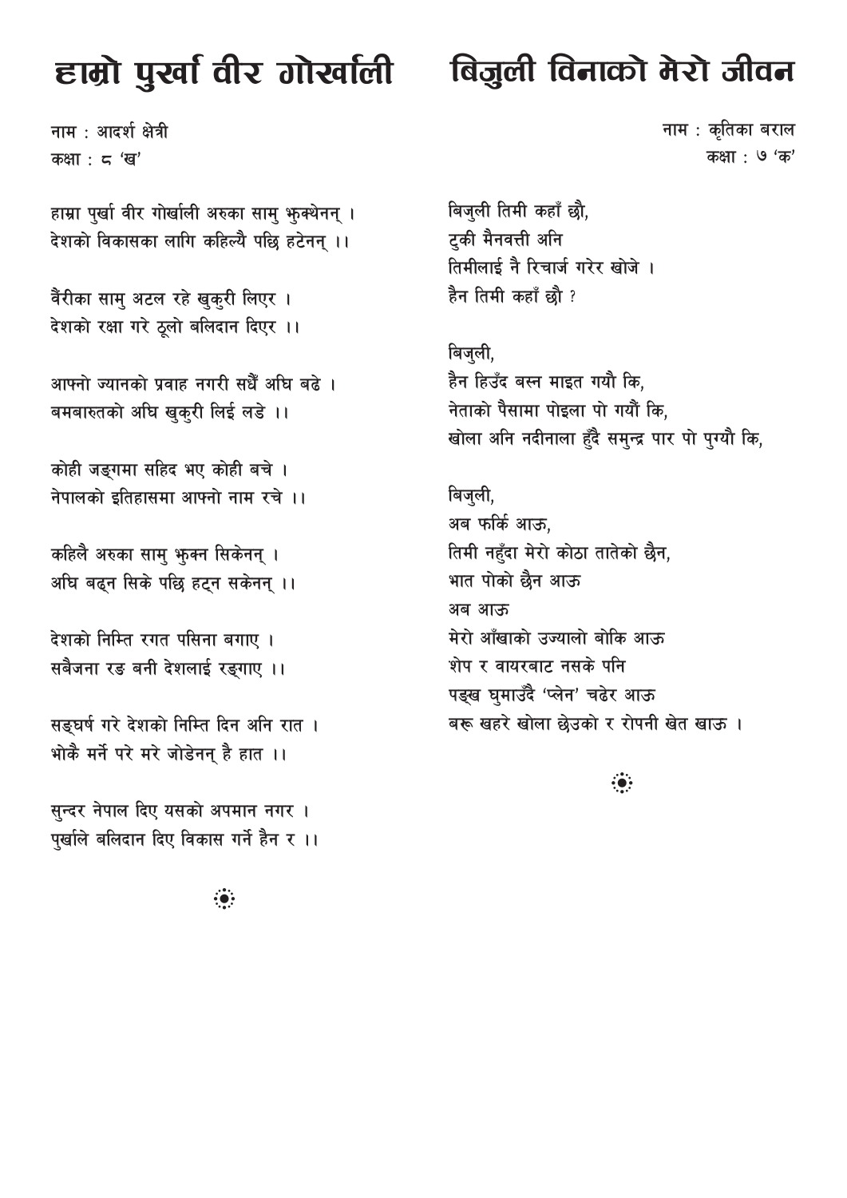# हाम्रो पुर्खा वीर गोर्खाली

नाम : आदर्श क्षेत्री
कक्षा : ८ 'ख'

हाम्रा पुर्खा वीर गोर्खाली अरुका सामु झुक्थेनन् ।
देशको विकासका लागि कहिल्यै पछि हटेनन् ।।

वैरीका सामु अटल रहे खुकुरी लिएर ।
देशको रक्षा गरे ठूलो बलिदान दिएर ।।

आफ्नो ज्यानको प्रवाह नगरी सधैँ अघि बढे ।
बमबारुतको अघि खुकुरी लिई लडे ।।

कोही जङ्गमा सहिद भए कोही बचे ।
नेपालको इतिहासमा आफ्नो नाम रचे ।।

कहिलै अरुका सामु झुक्न सिकेनन् ।
अघि बढ्न सिके पछि हट्न सकेनन् ।।

देशको निम्ति रगत पसिना बगाए ।
सबैजना रङ बनी देशलाई रङ्गाए ।।

सङ्घर्ष गरे देशको निम्ति दिन अनि रात ।
भोकै मर्ने परे मरे जोडेनन् है हात ।।

सुन्दर नेपाल दिए यसको अपमान नगर ।
पुर्खाले बलिदान दिए विकास गर्ने हैन र ।।

# बिजुली विनाको मेरो जीवन

नाम : कृतिका बराल
कक्षा : ७ 'क'

बिजुली तिमी कहाँ छौ,
टुकी मैनवत्ती अनि
तिमीलाई नै रिचार्ज गरेर खोजे ।
हैन तिमी कहाँ छौ ?

बिजुली,
हैन हिउँद बस्न माइत गयौ कि,
नेताको पैसामा पोइला पो गयौं कि,
खोला अनि नदीनाला हुँदै समुन्द्र पार पो पुग्यौ कि,

बिजुली,
अब फर्कि आऊ,
तिमी नहुँदा मेरो कोठा तातेको छैन,
भात पोको छैन आऊ
अब आऊ
मेरो आँखाको उज्यालो बोकि आऊ
शेप र वायरबाट नसके पनि
पङ्ख घुमाउँदै 'प्लेन' चढेर आऊ
बरू खहरे खोला छेउको र रोपनी खेत खाऊ ।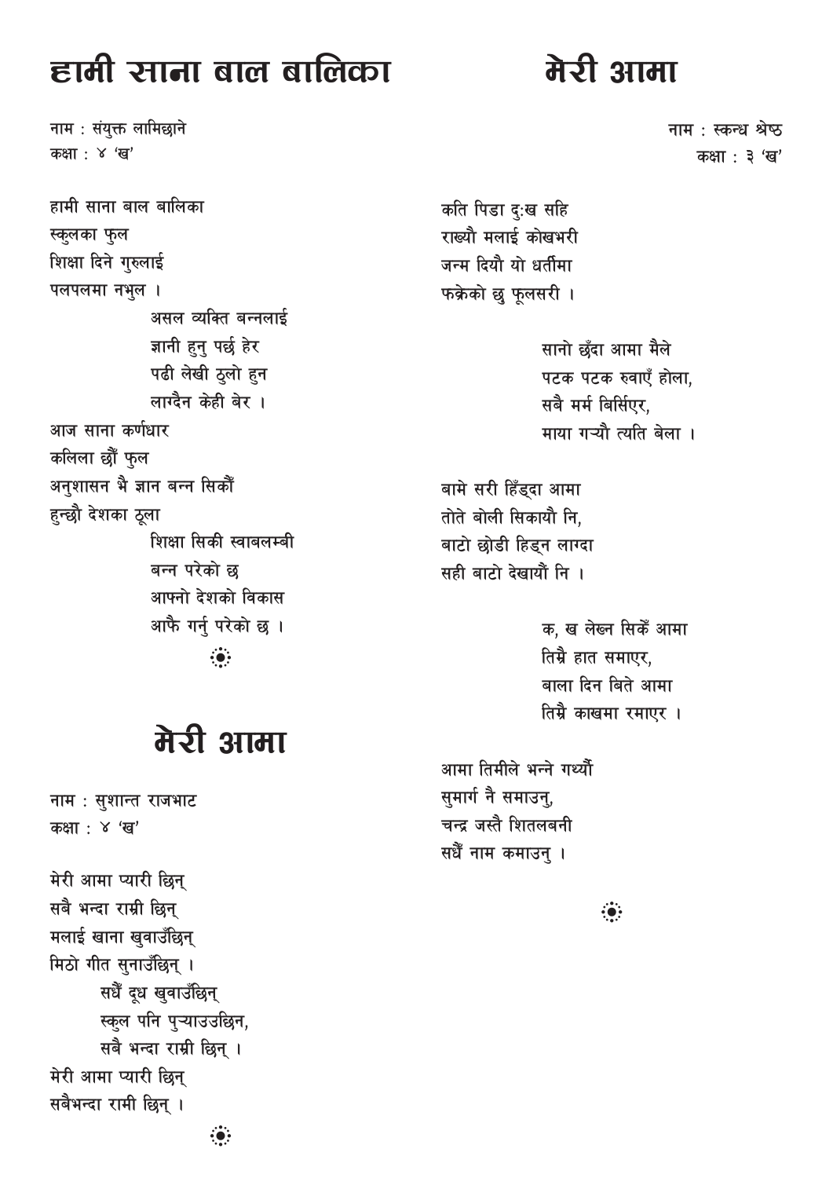# ह्यामी साना बाल बालिका

नाम : संयुक्त लामिछाने
कक्षा : ४ 'ख'

हामी साना बाल बालिका
स्कुलका फुल
शिक्षा दिने गुरुलाई
पलपलमा नभुल ।

असल व्यक्ति बन्नलाई
ज्ञानी हुनु पर्छ हेर
पढी लेखी ठुलो हुन
लाग्दैन केही बेर ।

आज साना कर्णधार
कलिला छौं फुल
अनुशासन भै ज्ञान बन्न सिकौं
हुन्छौ देशका ठूला

शिक्षा सिकी स्वाबलम्बी
बन्न परेको छ
आफ्नो देशको विकास
आफै गर्नु परेको छ ।

# मेरी आमा

नाम : सुशान्त राजभाट
कक्षा : ४ 'ख'

मेरी आमा प्यारी छिन्
सबै भन्दा राम्री छिन्
मलाई खाना खुवाउँछिन्
मिठो गीत सुनाउँछिन् ।

सधैं दूध खुवाउँछिन्
स्कुल पनि पुऱ्याउउछिन,
सबै भन्दा राम्री छिन् ।

मेरी आमा प्यारी छिन्
सबैभन्दा रामी छिन् ।

# मेरी आमा

नाम : स्कन्ध श्रेष्ठ
कक्षा : ३ 'ख'

कति पिडा दुःख सहि
राख्यौ मलाई कोखभरी
जन्म दियौ यो धर्तीमा
फक्रेको छु फूलसरी ।

सानो छँदा आमा मैले
पटक पटक रुवाएँ होला,
सबै मर्म बिर्सिएर,
माया गऱ्यौ त्यति बेला ।

बामे सरी हिँड्दा आमा
तोते बोली सिकायौ नि,
बाटो छोडी हिड्न लाग्दा
सही बाटो देखायौं नि ।

क, ख लेख्न सिकेँ आमा
तिम्रै हात समाएर,
बाला दिन बिते आमा
तिम्रै काखमा रमाएर ।

आमा तिमीले भन्ने गर्थ्यौ
सुमार्ग नै समाउनु,
चन्द्र जस्तै शितलबनी
सधैं नाम कमाउनु ।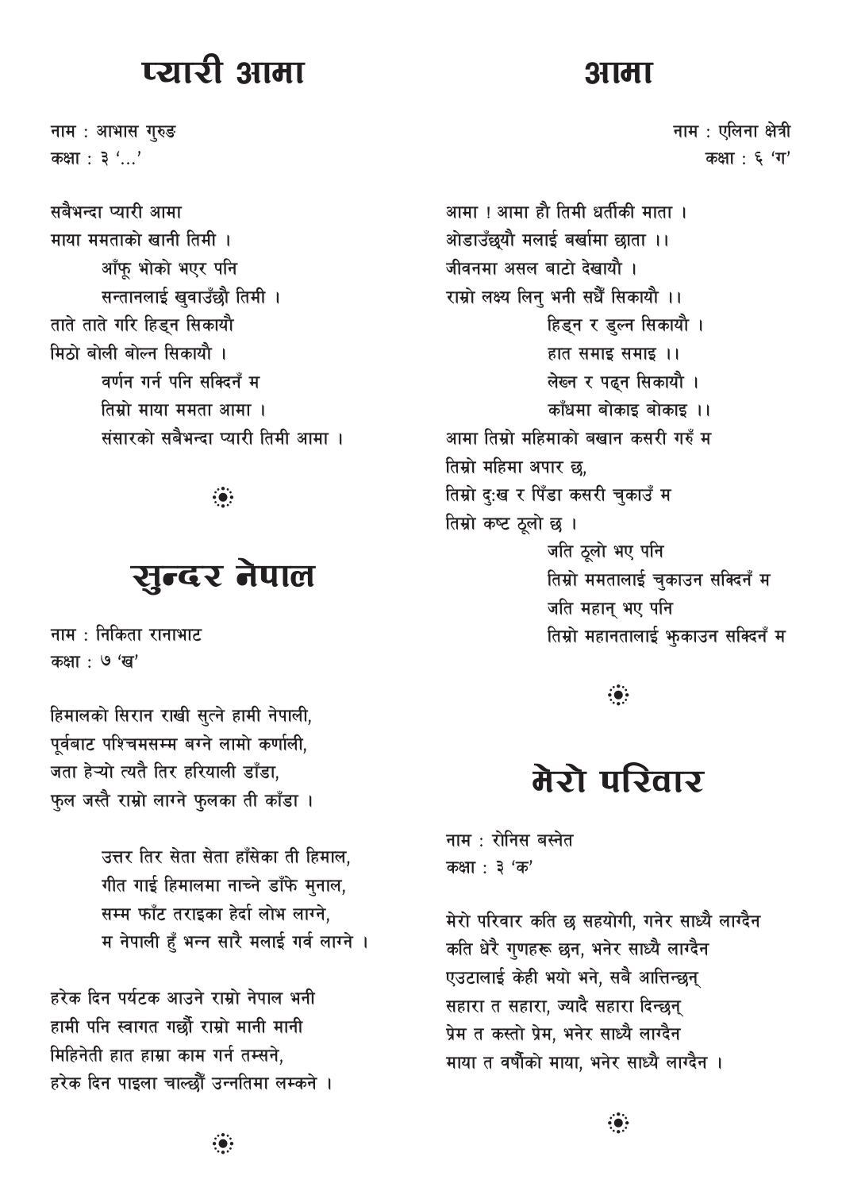# प्यारी आमा

नाम : आभास गुरुङ
कक्षा : ३ '...'

सबैभन्दा प्यारी आमा
माया ममताको खानी तिमी ।
आँफू भोको भएर पनि
सन्तानलाई खुवाउँछौ तिमी ।
ताते ताते गरि हिड्न सिकायौ
मिठो बोली बोल्न सिकायौ ।
वर्णन गर्न पनि सक्दिनँ म
तिम्रो माया ममता आमा ।
संसारको सबैभन्दा प्यारी तिमी आमा ।

# सुन्दर नेपाल

नाम : निकिता रानाभाट
कक्षा : ७ 'ख'

हिमालको सिरान राखी सुत्ने हामी नेपाली,
पूर्वबाट पश्चिमसम्म बग्ने लामो कर्णाली,
जता हेऱ्यो त्यतै तिर हरियाली डाँडा,
फुल जस्तै राम्रो लाग्ने फुलका ती काँडा ।

उत्तर तिर सेता सेता हाँसेका ती हिमाल,
गीत गाई हिमालमा नाच्ने डाँफे मुनाल,
सम्म फाँट तराइका हेर्दा लोभ लाग्ने,
म नेपाली हुँ भन्न सारै मलाई गर्व लाग्ने ।

हरेक दिन पर्यटक आउने राम्रो नेपाल भनी
हामी पनि स्वागत गर्छौं राम्रो मानी मानी
मिहिनेती हात हाम्रा काम गर्न तम्सने,
हरेक दिन पाइला चाल्छौं उन्नतिमा लम्कने ।

# आमा

नाम : एलिना क्षेत्री
कक्षा : ६ 'ग'

आमा ! आमा हौ तिमी धर्तीकी माता ।
ओडाउँछ्यौ मलाई बर्खामा छाता ।।
जीवनमा असल बाटो देखायौ ।
राम्रो लक्ष्य लिनु भनी सधैँ सिकायौ ।।
हिड्न र डुल्न सिकायौ ।
हात समाइ समाइ ।।
लेख्न र पढ्न सिकायौ ।
काँधमा बोकाइ बोकाइ ।।
आमा तिम्रो महिमाको बखान कसरी गरुँ म
तिम्रो महिमा अपार छ,
तिम्रो दुःख र पिँडा कसरी चुकाउँ म
तिम्रो कष्ट ठूलो छ ।
जति ठूलो भए पनि
तिम्रो ममतालाई चुकाउन सक्दिनँ म
जति महान् भए पनि
तिम्रो महानतालाई झुकाउन सक्दिनँ म

# मेरो परिवार

नाम : रोनिस बस्नेत
कक्षा : ३ 'क'

मेरो परिवार कति छ सहयोगी, गनेर साध्यै लाग्दैन
कति धेरै गुणहरू छन, भनेर साध्यै लाग्दैन
एउटालाई केही भयो भने, सबै आत्तिन्छन्
सहारा त सहारा, ज्यादै सहारा दिन्छन्
प्रेम त कस्तो प्रेम, भनेर साध्यै लाग्दैन
माया त वर्षौंको माया, भनेर साध्यै लाग्दैन ।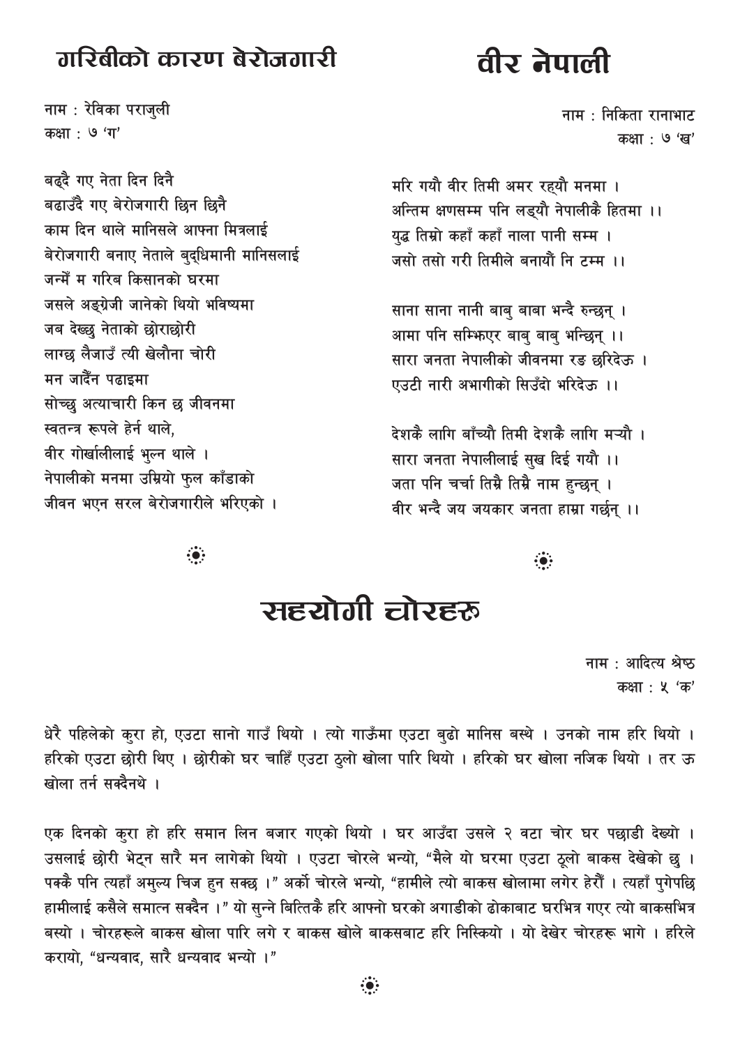## गरिबीको कारण बेरोजगारी

नाम : रेविका पराजुली  
कक्षा : ७ 'ग'

बढ्दै गए नेता दिन दिनै  
बढाउँदै गए बेरोजगारी छिन छिनै  
काम दिन थाले मानिसले आफ्ना मित्रलाई  
बेरोजगारी बनाए नेताले बुद्धिमानी मानिसलाई  
जन्में म गरिब किसानको घरमा  
जसले अङ्ग्रेजी जानेको थियो भविष्यमा  
जब देख्छु नेताको छोराछोरी  
लाग्छ लैजाउँ त्यी खेलौना चोरी  
मन जादैंन पढाइमा  
सोच्छु अत्याचारी किन छ जीवनमा  
स्वतन्त्र रूपले हेर्न थाले,  
वीर गोर्खालीलाई भुल्न थाले ।  
नेपालीको मनमा उम्रियो फुल काँडाको  
जीवन भएन सरल बेरोजगारीले भरिएको ।

## वीर नेपाली

नाम : निकिता रानाभाट  
कक्षा : ७ 'ख'

मरि गयौ वीर तिमी अमर रह्यौ मनमा ।  
अन्तिम क्षणसम्म पनि लड्यौ नेपालीकै हितमा ।।  
युद्ध तिम्रो कहाँ कहाँ नाला पानी सम्म ।  
जसो तसो गरी तिमीले बनायौं नि टम्म ।।

साना साना नानी बाबु बाबा भन्दै रुन्छन् ।  
आमा पनि सम्झिएर बाबु बाबु भन्छिन् ।।  
सारा जनता नेपालीको जीवनमा रङ छरिदेऊ ।  
एउटी नारी अभागीको सिउँदो भरिदेऊ ।।

देशकै लागि बाँच्यौ तिमी देशकै लागि मर्‍यौ ।  
सारा जनता नेपालीलाई सुख दिई गयौ ।।  
जता पनि चर्चा तिम्रै तिम्रै नाम हुन्छन् ।  
वीर भन्दै जय जयकार जनता हाम्रा गर्छन् ।।

## सहयोगी चोरहरू

नाम : आदित्य श्रेष्ठ  
कक्षा : ५ 'क'

धेरै पहिलेको कुरा हो, एउटा सानो गाउँ थियो । त्यो गाउँमा एउटा बुढो मानिस बस्थे । उनको नाम हरि थियो । हरिको एउटा छोरी थिए । छोरीको घर चाहिँ एउटा ठुलो खोला पारि थियो । हरिको घर खोला नजिक थियो । तर ऊ खोला तर्न सक्दैनथे ।

एक दिनको कुरा हो हरि समान लिन बजार गएको थियो । घर आउँदा उसले २ वटा चोर घर पछाडी देख्यो । उसलाई छोरी भेट्न सारै मन लागेको थियो । एउटा चोरले भन्यो, "मैले यो घरमा एउटा ठूलो बाकस देखेको छु । पक्कै पनि त्यहाँ अमुल्य चिज हुन सक्छ ।" अर्को चोरले भन्यो, "हामीले त्यो बाकस खोलामा लगेर हेरौँ । त्यहाँ पुगेपछि हामीलाई कसैले समात्न सक्दैन ।" यो सुन्ने बित्तिकै हरि आफ्नो घरको अगाडीको ढोकाबाट घरभित्र गएर त्यो बाकसभित्र बस्यो । चोरहरूले बाकस खोला पारि लगे र बाकस खोले बाकसबाट हरि निस्कियो । यो देखेर चोरहरू भागे । हरिले करायो, "धन्यवाद, सारै धन्यवाद भन्यो ।"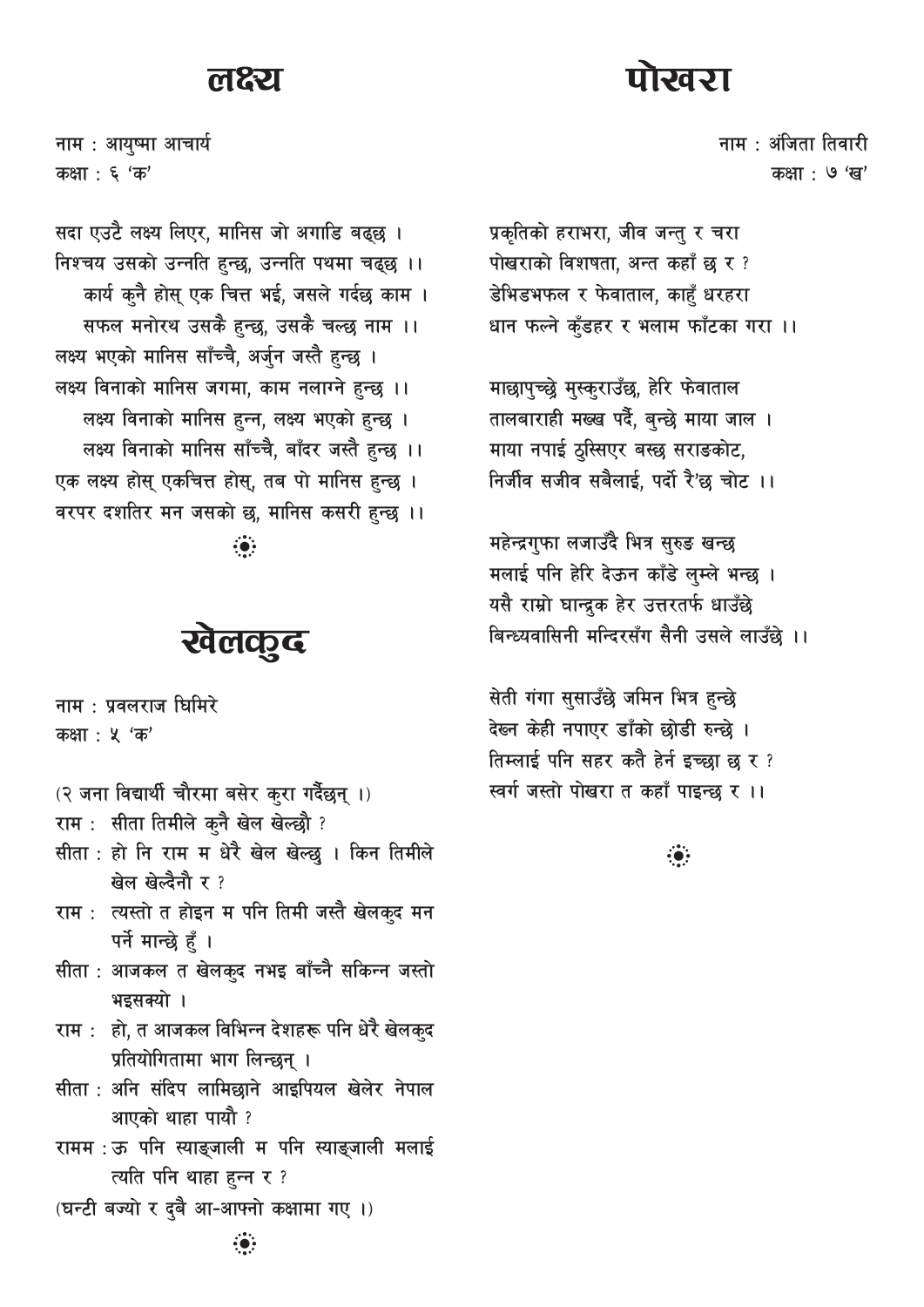# लक्ष्य

नाम : आयुष्मा आचार्य
कक्षा : ६ 'क'

सदा एउटै लक्ष्य लिएर, मानिस जो अगाडि बढ्छ ।
निश्चय उसको उन्नति हुन्छ, उन्नति पथमा चढ्छ ।।
कार्य कुनै होस् एक चित्त भई, जसले गर्दछ काम ।
सफल मनोरथ उसकै हुन्छ, उसकै चल्छ नाम ।।
लक्ष्य भएको मानिस साँच्चै, अर्जुन जस्तै हुन्छ ।
लक्ष्य विनाको मानिस जगमा, काम नलाग्ने हुन्छ ।।
लक्ष्य विनाको मानिस हुन्न, लक्ष्य भएको हुन्छ ।
लक्ष्य विनाको मानिस साँच्चै, बाँदर जस्तै हुन्छ ।।
एक लक्ष्य होस् एकचित्त होस्, तब पो मानिस हुन्छ ।
वरपर दशतिर मन जसको छ, मानिस कसरी हुन्छ ।।

# खेलकुद

नाम : प्रवलराज घिमिरे
कक्षा : ५ 'क'

(२ जना विद्यार्थी चौरमा बसेर कुरा गर्दैछन् ।)

राम : सीता तिमीले कुनै खेल खेल्छौ ?

सीता : हो नि राम म धेरै खेल खेल्छु । किन तिमीले खेल खेल्दैनौ र ?

राम : त्यस्तो त होइन म पनि तिमी जस्तै खेलकुद मन पर्ने मान्छे हुँ ।

सीता : आजकल त खेलकुद नभइ बाँच्नै सकिन्न जस्तो भइसक्यो ।

राम : हो, त आजकल विभिन्न देशहरू पनि धेरै खेलकुद प्रतियोगितामा भाग लिन्छन् ।

सीता : अनि संदिप लामिछाने आइपियल खेलेर नेपाल आएको थाहा पायौ ?

रामम : ऊ पनि स्याङ्जाली म पनि स्याङ्जाली मलाई त्यति पनि थाहा हुन्न र ?

(घन्टी बज्यो र दुबै आ-आफ्नो कक्षामा गए ।)

# पोखरा

नाम : अंजिता तिवारी
कक्षा : ७ 'ख'

प्रकृतिको हराभरा, जीव जन्तु र चरा
पोखराको विशषता, अन्त कहाँ छ र ?
डेभिडभफल र फेवाताल, काहुँ धरहरा
धान फल्ने कुँडहर र भलाम फाँटका गरा ।।

माछापुच्छ्रे मुस्कुराउँछ, हेरि फेवाताल
तालबाराही मख्ख पर्दै, बुन्छे माया जाल ।
माया नपाई ठुस्सिएर बस्छ सराङकोट,
निर्जीव सजीव सबैलाई, पर्दो रै'छ चोट ।।

महेन्द्रगुफा लजाउँदै भित्र सुरुङ खन्छ
मलाई पनि हेरि देऊन काँडे लुम्ले भन्छ ।
यसै राम्रो घान्द्रुक हेर उत्तरतर्फ धाउँछे
बिन्ध्यवासिनी मन्दिरसँग सैनी उसले लाउँछे ।।

सेती गंगा सुसाउँछे जमिन भित्र हुन्छे
देख्न केही नपाएर डाँको छोडी रुन्छे ।
तिम्लाई पनि सहर कतै हेर्न इच्छा छ र ?
स्वर्ग जस्तो पोखरा त कहाँ पाइन्छ र ।।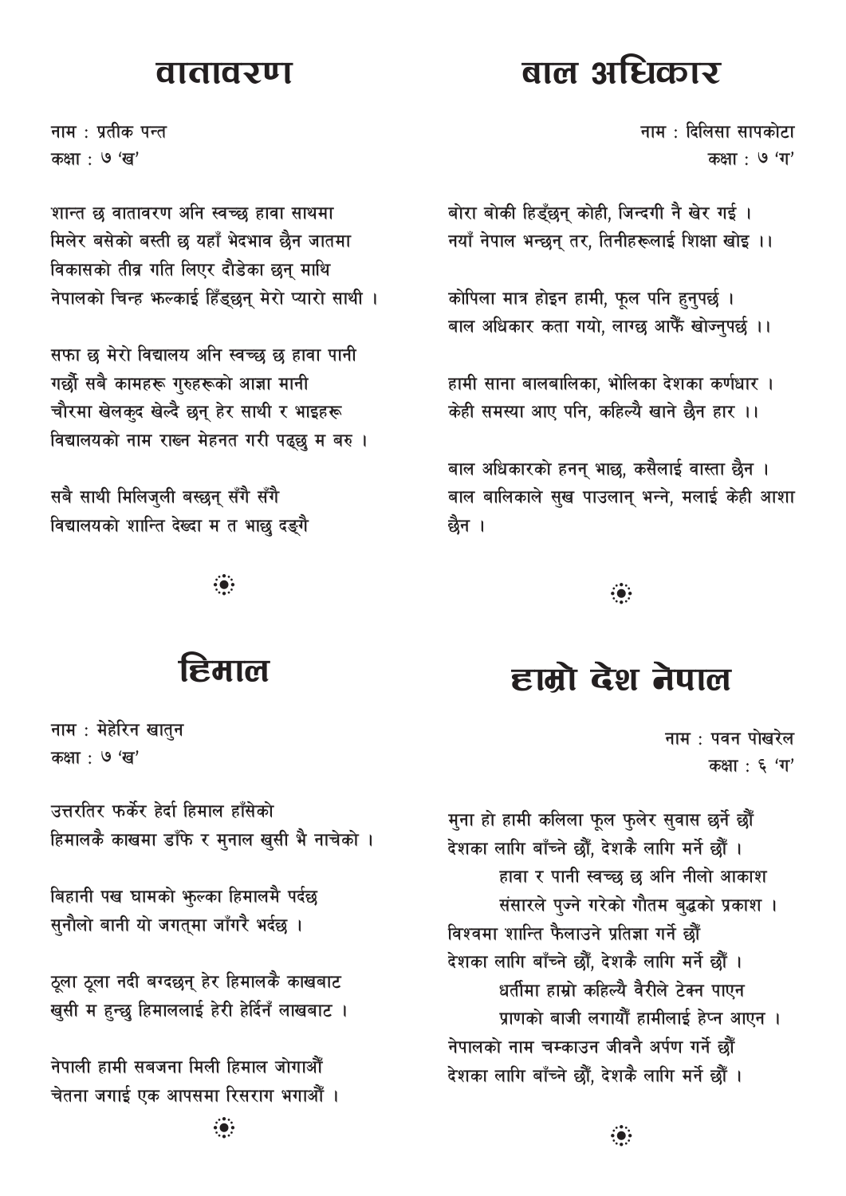# वातावरण

नाम : प्रतीक पन्त
कक्षा : ७ 'ख'

शान्त छ वातावरण अनि स्वच्छ हावा साथमा
मिलेर बसेको बस्ती छ यहाँ भेदभाव छैन जातमा
विकासको तीव्र गति लिएर दौडेका छन् माथि
नेपालको चिन्ह झल्काई हिँड्छन् मेरो प्यारो साथी ।

सफा छ मेरो विद्यालय अनि स्वच्छ छ हावा पानी
गर्छौं सबै कामहरू गुरुहरूको आज्ञा मानी
चौरमा खेलकुद खेल्दै छन् हेर साथी र भाइहरू
विद्यालयको नाम राख्न मेहनत गरी पढ्छु म बरु ।

सबै साथी मिलिजुली बस्छन् सँगै सँगै
विद्यालयको शान्ति देख्दा म त भाछु दङ्गै

# बाल अधिकार

नाम : दिलिसा सापकोटा
कक्षा : ७ 'ग'

बोरा बोकी हिड्छन् कोही, जिन्दगी नै खेर गई ।
नयाँ नेपाल भन्छन् तर, तिनीहरूलाई शिक्षा खोइ ।।

कोपिला मात्र होइन हामी, फूल पनि हुनुपर्छ ।
बाल अधिकार कता गयो, लाग्छ आफैं खोज्नुपर्छ ।।

हामी साना बालबालिका, भोलिका देशका कर्णधार ।
केही समस्या आए पनि, कहिल्यै खाने छैन हार ।।

बाल अधिकारको हनन् भाछ, कसैलाई वास्ता छैन ।
बाल बालिकाले सुख पाउलान् भन्ने, मलाई केही आशा छैन ।

# हिमाल

नाम : मेहेरिन खातुन
कक्षा : ७ 'ख'

उत्तरतिर फर्केर हेर्दा हिमाल हाँसेको
हिमालकै काखमा डाँफे र मुनाल खुसी भै नाचेको ।

बिहानी पख घामको झुल्का हिमालमै पर्दछ
सुनौलो बानी यो जगत्मा जाँगरै भर्दछ ।

ठूला ठूला नदी बग्दछन् हेर हिमालकै काखबाट
खुसी म हुन्छु हिमाललाई हेरी हेर्दिनँ लाखबाट ।

नेपाली हामी सबजना मिली हिमाल जोगाऔं
चेतना जगाई एक आपसमा रिसराग भगाऔं ।

# हाम्रो देश नेपाल

नाम : पवन पोखरेल
कक्षा : ६ 'ग'

मुना हो हामी कलिला फूल फुलेर सुवास छर्ने छौं
देशका लागि बाँच्ने छौं, देशकै लागि मर्ने छौं ।
हावा र पानी स्वच्छ छ अनि नीलो आकाश
संसारले पुज्ने गरेको गौतम बुद्धको प्रकाश ।
विश्वमा शान्ति फैलाउने प्रतिज्ञा गर्ने छौं
देशका लागि बाँच्ने छौं, देशकै लागि मर्ने छौं ।
धर्तीमा हाम्रो कहिल्यै वैरीले टेक्न पाएन
प्राणको बाजी लगायौं हामीलाई हेप्न आएन ।
नेपालको नाम चम्काउन जीवनै अर्पण गर्ने छौं
देशका लागि बाँच्ने छौं, देशकै लागि मर्ने छौं ।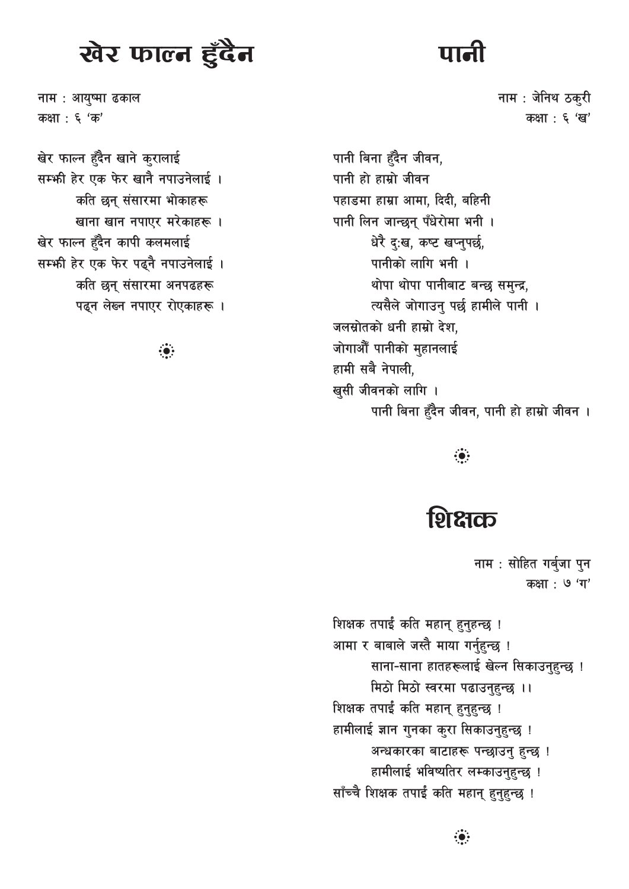# खेर फाल्न हुँदैन

नाम : आयुष्मा ढकाल
कक्षा : ६ 'क'

खेर फाल्न हुँदैन खाने कुरालाई
सम्झी हेर एक फेर खानै नपाउनेलाई ।
कति छन् संसारमा भोकाहरू
खाना खान नपाएर मरेकाहरू ।
खेर फाल्न हुँदैन कापी कलमलाई
सम्झी हेर एक फेर पढ्नै नपाउनेलाई ।
कति छन् संसारमा अनपढहरू
पढ्न लेख्न नपाएर रोएकाहरू ।

# पानी

नाम : जेनिथ ठकुरी
कक्षा : ६ 'ख'

पानी बिना हुँदैन जीवन,
पानी हो हाम्रो जीवन
पहाडमा हाम्रा आमा, दिदी, बहिनी
पानी लिन जान्छन् पँधेरोमा भनी ।
धेरै दुःख, कष्ट खप्नुपर्छ,
पानीको लागि भनी ।
थोपा थोपा पानीबाट बन्छ समुन्द्र,
त्यसैले जोगाउनु पर्छ हामीले पानी ।
जलस्रोतको धनी हाम्रो देश,
जोगाऔँ पानीको मुहानलाई
हामी सबै नेपाली,
खुसी जीवनको लागि ।
पानी बिना हुँदैन जीवन, पानी हो हाम्रो जीवन ।

# शिक्षक

नाम : सोहित गर्बुजा पुन
कक्षा : ७ 'ग'

शिक्षक तपाईं कति महान् हुनुहन्छ !
आमा र बाबाले जस्तै माया गर्नुहुन्छ !
साना-साना हातहरूलाई खेल्न सिकाउनुहुन्छ !
मिठो मिठो स्वरमा पढाउनुहुन्छ ।।
शिक्षक तपाईं कति महान् हुनुहुन्छ !
हामीलाई ज्ञान गुनका कुरा सिकाउनुहुन्छ !
अन्धकारका बाटाहरू पन्छाउनु हुन्छ !
हामीलाई भविष्यतिर लम्काउनुहुन्छ !
साँच्चै शिक्षक तपाईं कति महान् हुनुहुन्छ !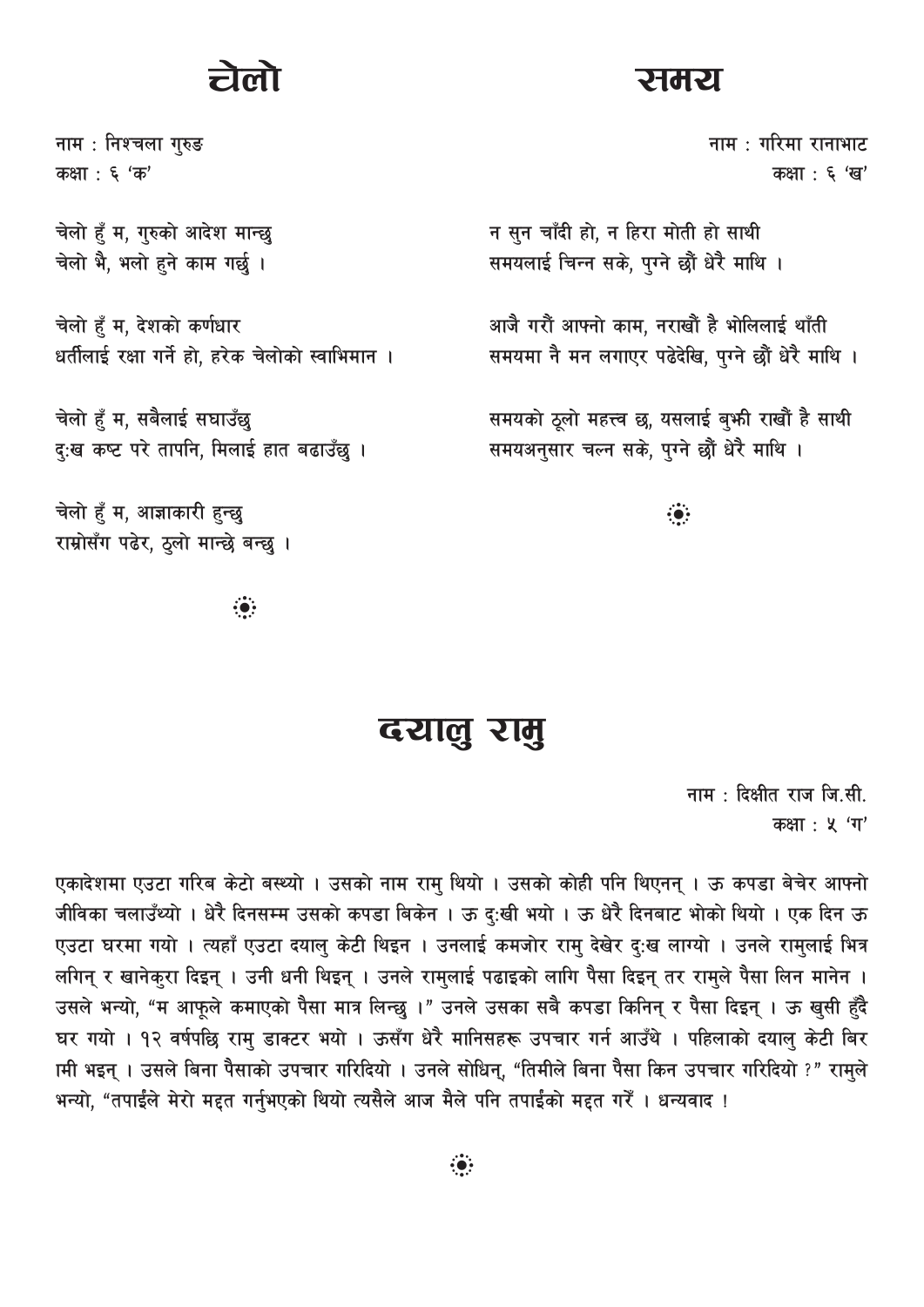# चेलो

नाम : निश्चला गुरुङ
कक्षा : ६ 'क'

चेलो हुँ म, गुरुको आदेश मान्छु
चेलो भै, भलो हुने काम गर्छु ।

चेलो हुँ म, देशको कर्णधार
धर्तीलाई रक्षा गर्ने हो, हरेक चेलोको स्वाभिमान ।

चेलो हुँ म, सबैलाई सघाउँछु
दुःख कष्ट परे तापनि, मिलाई हात बढाउँछु ।

चेलो हुँ म, आज्ञाकारी हुन्छु
राम्रोसँग पढेर, ठुलो मान्छे बन्छु ।

# समय

नाम : गरिमा रानाभाट
कक्षा : ६ 'ख'

न सुन चाँदी हो, न हिरा मोती हो साथी
समयलाई चिन्न सके, पुग्ने छौं धेरै माथि ।

आजै गरौं आफ्नो काम, नराखौं है भोलिलाई थाँती
समयमा नै मन लगाएर पढेदेखि, पुग्ने छौं धेरै माथि ।

समयको ठूलो महत्त्व छ, यसलाई बुझी राखौं है साथी
समयअनुसार चल्न सके, पुग्ने छौं धेरै माथि ।

# दयालु रामु

नाम : दिक्षीत राज जि.सी.
कक्षा : ५ 'ग'

एकादेशमा एउटा गरिब केटो बस्थ्यो । उसको नाम रामु थियो । उसको कोही पनि थिएनन् । ऊ कपडा बेचेर आफ्नो जीविका चलाउँथ्यो । धेरै दिनसम्म उसको कपडा बिकेन । ऊ दुःखी भयो । ऊ धेरै दिनबाट भोको थियो । एक दिन ऊ एउटा घरमा गयो । त्यहाँ एउटा दयालु केटी थिइन । उनलाई कमजोर रामु देखेर दुःख लाग्यो । उनले रामुलाई भित्र लगिन् र खानेकुरा दिइन् । उनी धनी थिइन् । उनले रामुलाई पढाइको लागि पैसा दिइन् तर रामुले पैसा लिन मानेन । उसले भन्यो, "म आफूले कमाएको पैसा मात्र लिन्छु ।" उनले उसका सबै कपडा किनिन् र पैसा दिइन् । ऊ खुसी हुँदै घर गयो । १२ वर्षपछि रामु डाक्टर भयो । ऊसँग धेरै मानिसहरू उपचार गर्न आउँथे । पहिलाको दयालु केटी बिरामी भइन् । उसले बिना पैसाको उपचार गरिदियो । उनले सोधिन्, "तिमीले बिना पैसा किन उपचार गरिदियो ?" रामुले भन्यो, "तपाईंले मेरो मद्दत गर्नुभएको थियो त्यसैले आज मैले पनि तपाईंको मद्दत गरेँ । धन्यवाद !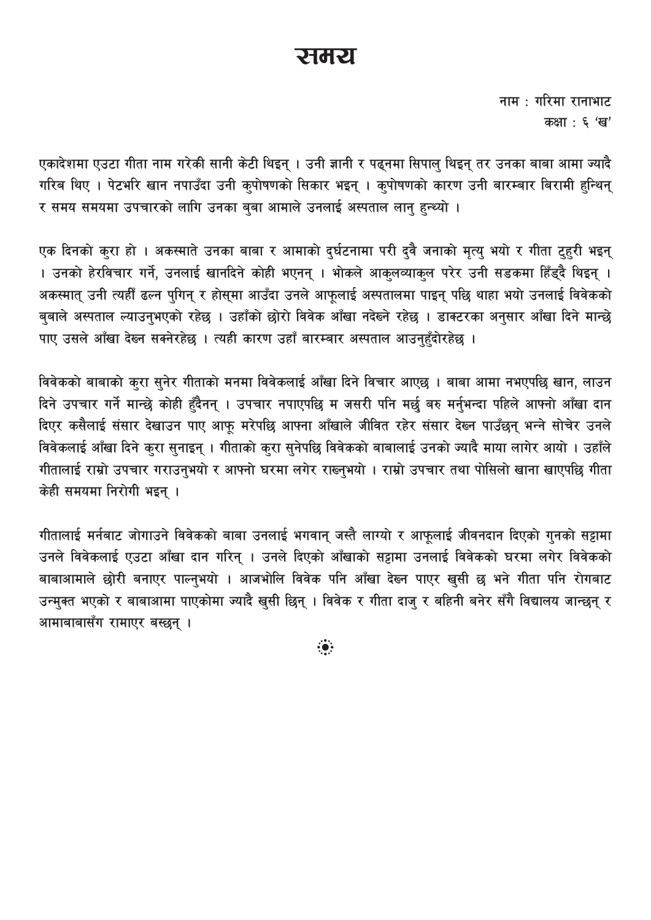# समय

नाम : गरिमा रानाभाट
कक्षा : ६ 'ख'

एकादेशमा एउटा गीता नाम गरेकी सानी केटी थिइन् । उनी ज्ञानी र पढ्नमा सिपालु थिइन् तर उनका बाबा आमा ज्यादै गरिब थिए । पेटभरि खान नपाउँदा उनी कुपोषणको सिकार भइन् । कुपोषणको कारण उनी बारम्बार बिरामी हुन्थिन् र समय समयमा उपचारको लागि उनका बुबा आमाले उनलाई अस्पताल लानु हुन्थ्यो ।

एक दिनको कुरा हो । अकस्मात उनका बाबा र आमाको दुर्घटनामा परी दुवै जनाको मृत्यु भयो र गीता टुहुरी भइन् । उनको हेरविचार गर्ने, उनलाई खानदिने कोही भएनन् । भोकले आकुलव्याकुल परेर उनी सडकमा हिँड्दै थिइन् । अकस्मात् उनी त्यहीं ढल्न पुगिन् र होस्मा आउँदा उनले आफूलाई अस्पतालमा पाइन् पछि थाहा भयो उनलाई विवेकको बुबाले अस्पताल ल्याउनुभएको रहेछ । उहाँको छोरो विवेक आँखा नदेख्ने रहेछ । डाक्टरका अनुसार आँखा दिने मान्छे पाए उसले आँखा देख्न सक्नेरहेछ । त्यही कारण उहाँ बारम्बार अस्पताल आउनुहुँदोरहेछ ।

विवेकको बाबाको कुरा सुनेर गीताको मनमा विवेकलाई आँखा दिने विचार आएछ । बाबा आमा नभएपछि खान, लाउन दिने उपचार गर्ने मान्छे कोही हुँदैनन् । उपचार नपाएपछि म जसरी पनि मर्छु बरु मर्नुभन्दा पहिले आफ्नो आँखा दान दिएर कसैलाई संसार देखाउन पाए आफू मरेपछि आफ्ना आँखाले जीवित रहेर संसार देख्न पाउँछन् भन्ने सोचेर उनले विवेकलाई आँखा दिने कुरा सुनाइन् । गीताको कुरा सुनेपछि विवेकको बाबालाई उनको ज्यादै माया लागेर आयो । उहाँले गीतालाई राम्रो उपचार गराउनुभयो र आफ्नो घरमा लगेर राख्नुभयो । राम्रो उपचार तथा पोसिलो खाना खाएपछि गीता केही समयमा निरोगी भइन् ।

गीतालाई मर्नबाट जोगाउने विवेकको बाबा उनलाई भगवान् जस्तै लाग्यो र आफूलाई जीवनदान दिएको गुनको सट्टामा उनले विवेकलाई एउटा आँखा दान गरिन् । उनले दिएको आँखाको सट्टामा उनलाई विवेकको घरमा लगेर विवेकको बाबाआमाले छोरी बनाएर पाल्नुभयो । आजभोलि विवेक पनि आँखा देख्न पाएर खुसी छ भने गीता पनि रोगबाट उन्मुक्त भएको र बाबाआमा पाएकोमा ज्यादै खुसी छिन् । विवेक र गीता दाजु र बहिनी बनेर सँगै विद्यालय जान्छन् र आमाबाबासँग रमाएर बस्छन् ।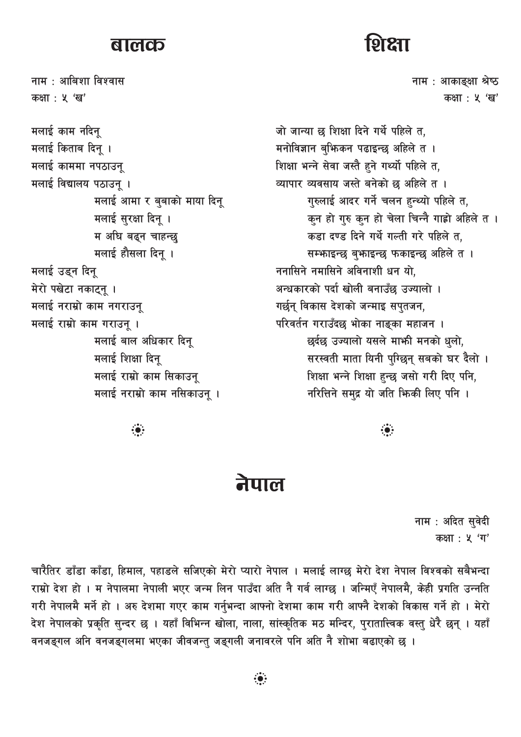## बालक

नाम : आबिशा विश्वास
कक्षा : ५ 'ख'

मलाई काम नदिनू
मलाई किताब दिनू ।
मलाई काममा नपठाउनू
मलाई विद्यालय पठाउनू ।
मलाई आमा र बुबाको माया दिनू
मलाई सुरक्षा दिनू ।
म अघि बढ्न चाहन्छु
मलाई हौसला दिनू ।
मलाई उड्न दिनू
मेरो पखेटा नकाट्नू ।
मलाई नराम्रो काम नगराउनू
मलाई राम्रो काम गराउनू ।
मलाई बाल अधिकार दिनू
मलाई शिक्षा दिनू
मलाई राम्रो काम सिकाउनू
मलाई नराम्रो काम नसिकाउनू ।

## शिक्षा

नाम : आकाङ्क्षा श्रेष्ठ
कक्षा : ५ 'ख'

जो जान्या छ शिक्षा दिने गर्थे पहिले त,
मनोविज्ञान बुझिकन पढाइन्छ अहिले त ।
शिक्षा भन्ने सेवा जस्तै हुने गर्थ्यो पहिले त,
व्यापार व्यवसाय जस्तै बनेको छ अहिले त ।
गुरुलाई आदर गर्ने चलन हुन्थ्यो पहिले त,
कुन हो गुरु कुन हो चेला चिन्नै गाह्रो अहिले त ।
कडा दण्ड दिने गर्थे गल्ती गरे पहिले त,
सम्झाइन्छ बुझाइन्छ फकाइन्छ अहिले त ।
ननासिने नमासिने अविनाशी धन यो,
अन्धकारको पर्दा खोली बनाउँछ उज्यालो ।
गर्छन् विकास देशको जन्माइ सपुतजन,
परिवर्तन गराउँदछ भोका नाङ्गा महाजन ।
छर्दछ उज्यालो यसले माझी मनको धुलो,
सरस्वती माता यिनी पुग्छिन् सबको घर दैलो ।
शिक्षा भन्ने शिक्षा हुन्छ जसो गरी दिए पनि,
नरित्तिने समुद्र यो जति झिकी लिए पनि ।

## नेपाल

नाम : अदित सुवेदी
कक्षा : ५ 'ग'

चारैतिर डाँडा काँडा, हिमाल, पहाडले सजिएको मेरो प्यारो नेपाल । मलाई लाग्छ मेरो देश नेपाल विश्वको सबैभन्दा राम्रो देश हो । म नेपालमा नेपाली भएर जन्म लिन पाउँदा अति नै गर्व लाग्छ । जन्मिएँ नेपालमै, केही प्रगति उन्नति गरी नेपालमै मर्ने हो । अरु देशमा गएर काम गर्नुभन्दा आफ्नो देशमा काम गरी आफ्नै देशको विकास गर्ने हो । मेरो देश नेपालको प्रकृति सुन्दर छ । यहाँ विभिन्न खोला, नाला, सांस्कृतिक मठ मन्दिर, पुरातात्त्विक वस्तु धेरै छन् । यहाँ वनजङ्गल अनि वनजङ्गलमा भएका जीवजन्तु जङ्गली जनावरले पनि अति नै शोभा बढाएको छ ।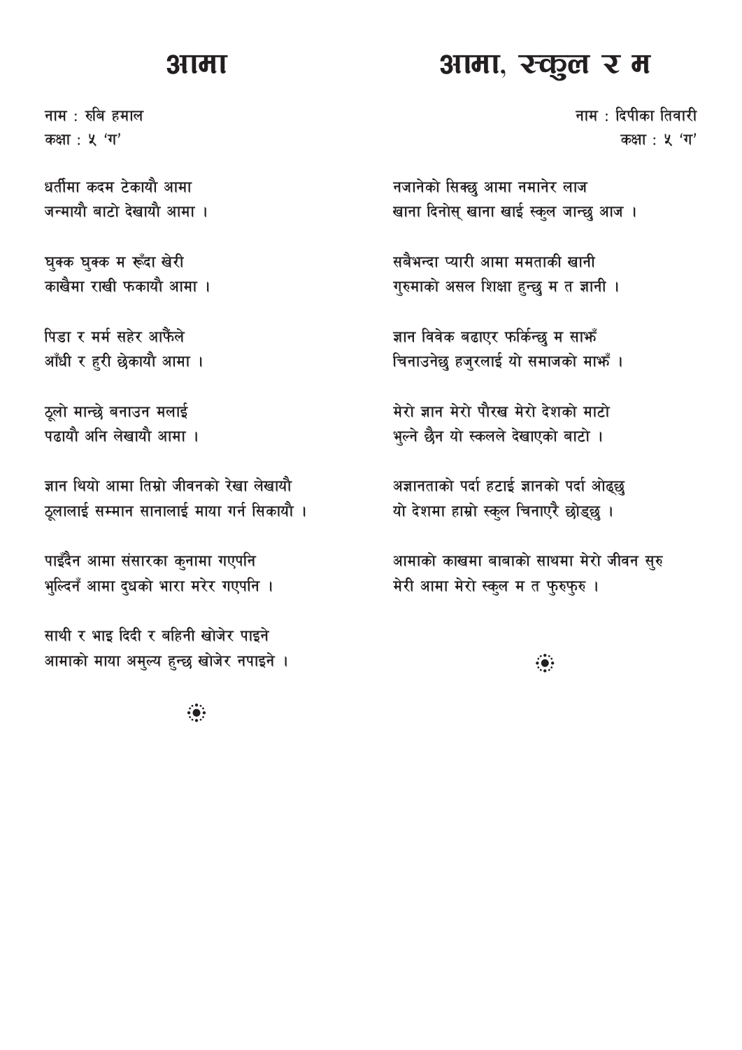# आमा

नाम : रुबि हमाल
कक्षा : ५ 'ग'

धर्तीमा कदम टेकायौ आमा
जन्मायौ बाटो देखायौ आमा ।

घुक्क घुक्क म रूँदा खेरी
काखैमा राखी फकायौ आमा ।

पिडा र मर्म सहेर आफैंले
आँधी र हुरी छेकायौ आमा ।

ठूलो मान्छे बनाउन मलाई
पढायौ अनि लेखायौ आमा ।

ज्ञान थियो आमा तिम्रो जीवनको रेखा लेखायौ
ठूलालाई सम्मान सानालाई माया गर्न सिकायौ ।

पाइँदैन आमा संसारका कुनामा गएपनि
भुल्दिनँ आमा दुधको भारा मरेर गएपनि ।

साथी र भाइ दिदी र बहिनी खोजेर पाइने
आमाको माया अमुल्य हुन्छ खोजेर नपाइने ।

# आमा, स्कुल र म

नाम : दिपीका तिवारी
कक्षा : ५ 'ग'

नजानेको सिक्छु आमा नमानेर लाज
खाना दिनोस् खाना खाई स्कुल जान्छु आज ।

सबैभन्दा प्यारी आमा ममताकी खानी
गुरुमाको असल शिक्षा हुन्छु म त ज्ञानी ।

ज्ञान विवेक बढाएर फर्किन्छु म साझँ
चिनाउनेछु हजुरलाई यो समाजको माझँ ।

मेरो ज्ञान मेरो पौरख मेरो देशको माटो
भुल्ने छैन यो स्कलले देखाएको बाटो ।

अज्ञानताको पर्दा हटाई ज्ञानको पर्दा ओढ्छु
यो देशमा हाम्रो स्कुल चिनाएरै छोड्छु ।

आमाको काखमा बाबाको साथमा मेरो जीवन सुरु
मेरी आमा मेरो स्कुल म त फुरुफुरु ।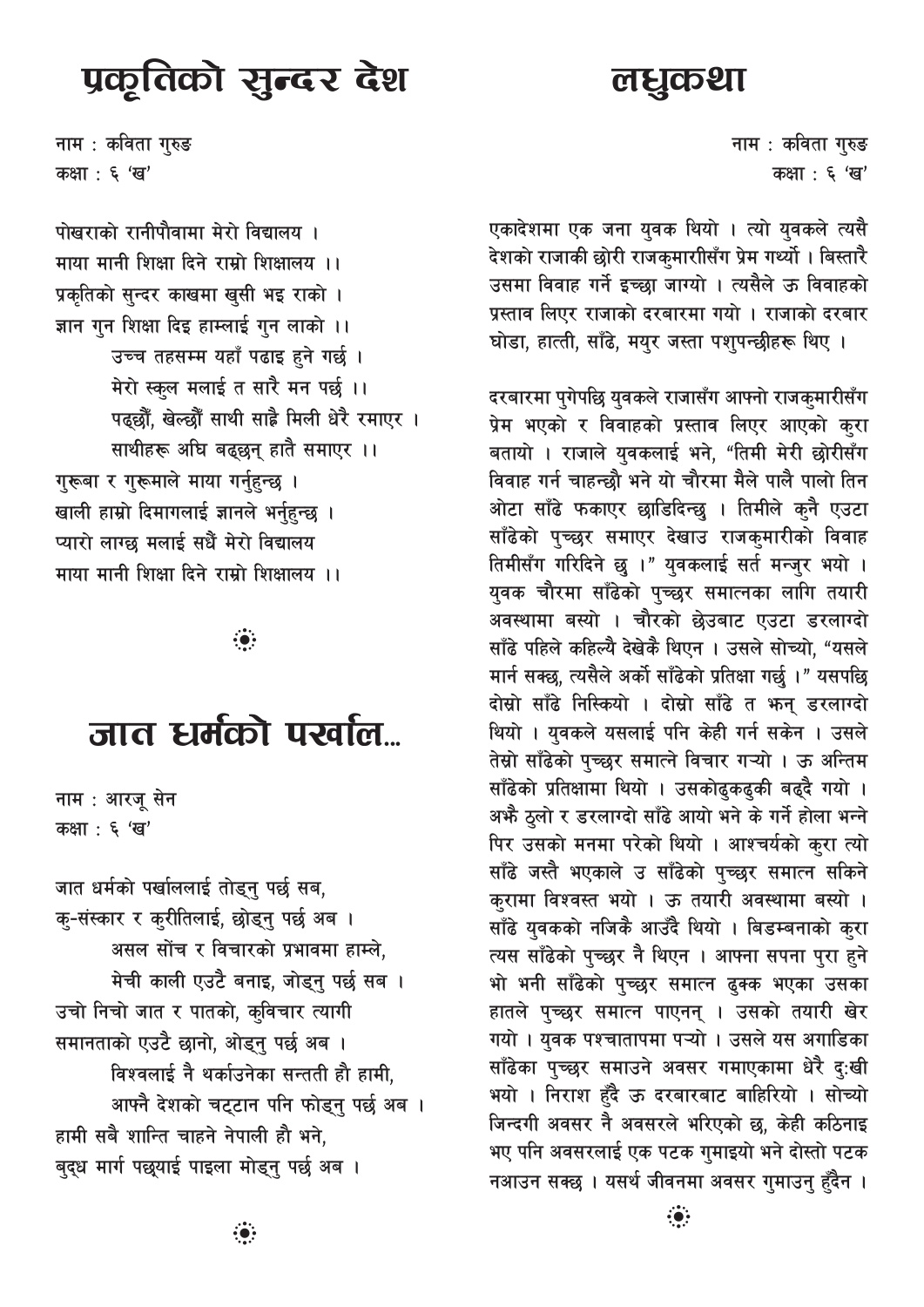# प्रकृतिको सुन्दर देश

नाम : कविता गुरुङ
कक्षा : ६ 'ख'

पोखराको रानीपौवामा मेरो विद्यालय ।
माया मानी शिक्षा दिने राम्रो शिक्षालय ।।
प्रकृतिको सुन्दर काखमा खुसी भइ राको ।
ज्ञान गुन शिक्षा दिइ हाम्लाई गुन लाको ।।
उच्च तहसम्म यहाँ पढाइ हुने गर्छ ।
मेरो स्कुल मलाई त सारै मन पर्छ ।।
पढ्छौं, खेल्छौं साथी साह्रै मिली धेरै रमाएर ।
साथीहरू अघि बढ्छन् हातै समाएर ।।
गुरूबा र गुरूमाले माया गर्नुहुन्छ ।
खाली हाम्रो दिमागलाई ज्ञानले भर्नुहुन्छ ।
प्यारो लाग्छ मलाई सधैं मेरो विद्यालय
माया मानी शिक्षा दिने राम्रो शिक्षालय ।।

# जात धर्मको पर्खाल...

नाम : आरजू सेन
कक्षा : ६ 'ख'

जात धर्मको पर्खाललाई तोड्नु पर्छ सब,
कु-संस्कार र कुरीतिलाई, छोड्नु पर्छ अब ।
असल सोंच र विचारको प्रभावमा हाम्ले,
मेची काली एउटै बनाइ, जोड्नु पर्छ सब ।
उचो निचो जात र पातको, कुविचार त्यागी
समानताको एउटै छानो, ओड्नु पर्छ अब ।
विश्वलाई नै थर्काउनेका सन्तती हौ हामी,
आफ्नै देशको चट्टान पनि फोड्नु पर्छ अब ।
हामी सबै शान्ति चाहने नेपाली हौ भने,
बुद्ध मार्ग पछ्याई पाइला मोड्नु पर्छ अब ।

# लघुकथा

नाम : कविता गुरुङ
कक्षा : ६ 'ख'

एकादेशमा एक जना युवक थियो । त्यो युवकले त्यसै देशको राजाकी छोरी राजकुमारीसँग प्रेम गर्‍यो । बिस्तारै उसमा विवाह गर्ने इच्छा जाग्यो । त्यसैले ऊ विवाहको प्रस्ताव लिएर राजाको दरबारमा गयो । राजाको दरबार घोडा, हात्ती, साँढे, मयुर जस्ता पशुपन्छीहरू थिए ।

दरबारमा पुगेपछि युवकले राजासँग आफ्नो राजकुमारीसँग प्रेम भएको र विवाहको प्रस्ताव लिएर आएको कुरा बतायो । राजाले युवकलाई भने, "तिमी मेरी छोरीसँग विवाह गर्न चाहन्छौ भने यो चौरमा मैले पालै पालो तिन ओटा साँढे फकाएर छाडिदिन्छु । तिमीले कुनै एउटा साँढेको पुच्छर समाएर देखाउ राजकुमारीको विवाह तिमीसँग गरिदिने छु ।" युवकलाई सर्त मन्जुर भयो । युवक चौरमा साँढेको पुच्छर समात्नका लागि तयारी अवस्थामा बस्यो । चौरको छेउबाट एउटा डरलाग्दो साँढे पहिले कहिल्यै देखेकै थिएन । उसले सोच्यो, "यसले मार्न सक्छ, त्यसैले अर्को साँढेको प्रतिक्षा गर्छु ।" यसपछि दोस्रो साँढे निस्कियो । दोस्रो साँढे त झन् डरलाग्दो थियो । युवकले यसलाई पनि केही गर्न सकेन । उसले तेस्रो साँढेको पुच्छर समात्ने विचार गर्‍यो । ऊ अन्तिम साँढेको प्रतिक्षामा थियो । उसकोढुकढुकी बढ्दै गयो । अझै ठुलो र डरलाग्दो साँढे आयो भने के गर्ने होला भन्ने पिर उसको मनमा परेको थियो । आश्चर्यको कुरा त्यो साँढे जस्तै भएकाले उ साँढेको पुच्छर समात्न सकिने कुरामा विश्वस्त भयो । ऊ तयारी अवस्थामा बस्यो । साँढे युवकको नजिकै आउँदै थियो । बिडम्बनाको कुरा त्यस साँढेको पुच्छर नै थिएन । आफ्ना सपना पुरा हुने भो भनी साँढेको पुच्छर समात्न ढुक्क भएका उसका हातले पुच्छर समात्न पाएनन् । उसको तयारी खेर गयो । युवक पश्चातापमा पर्‍यो । उसले यस अगाडिका साँढेका पुच्छर समाउने अवसर गमाएकामा धेरै दु:खी भयो । निराश हुँदै ऊ दरबारबाट बाहिरियो । सोच्यो जिन्दगी अवसर नै अवसरले भरिएको छ, केही कठिनाइ भए पनि अवसरलाई एक पटक गुमाइयो भने दोस्तो पटक नआउन सक्छ । यसर्थ जीवनमा अवसर गुमाउनु हुँदैन ।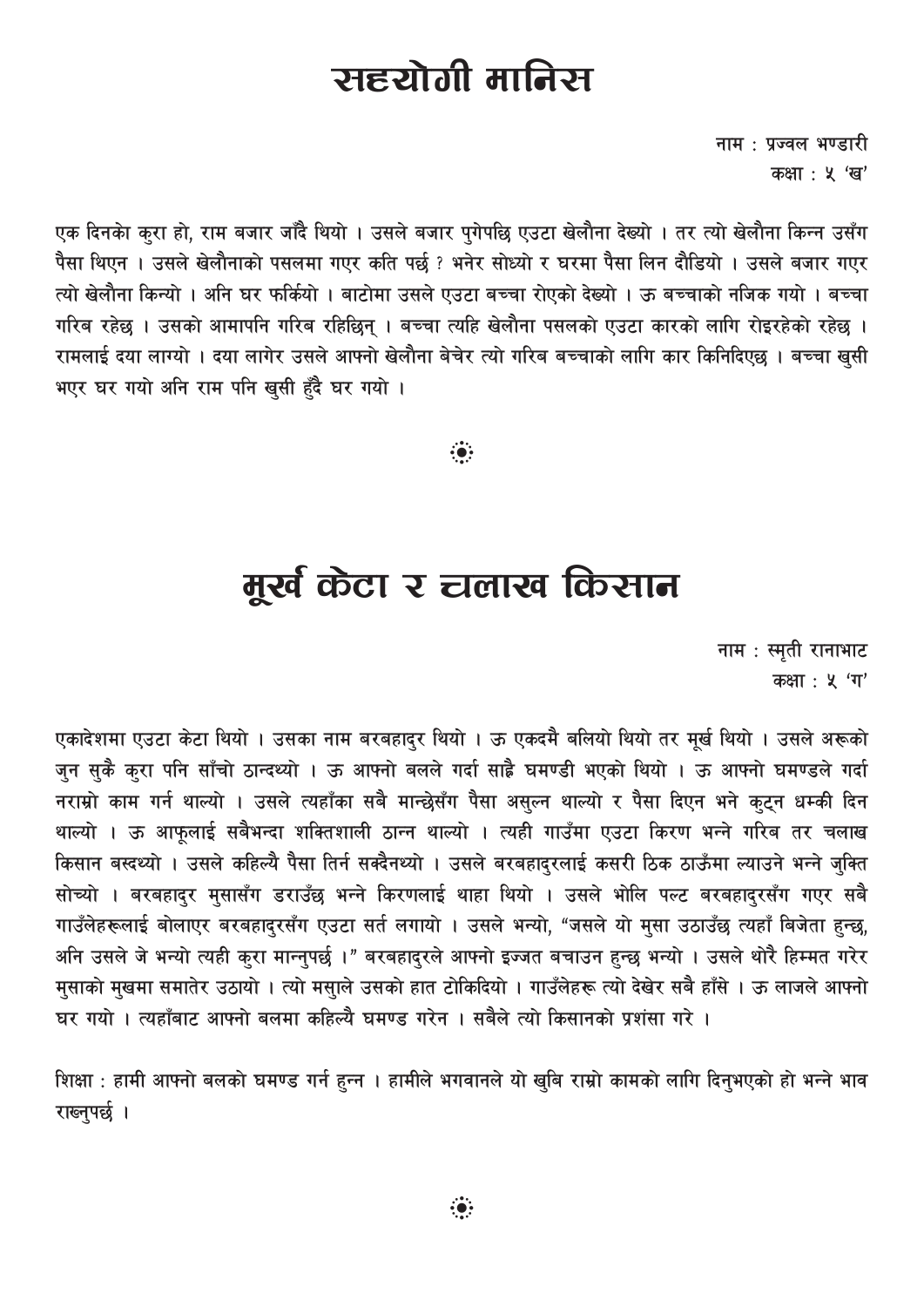# सहयोगी मानिस

नाम : प्रज्वल भण्डारी
कक्षा : ५ 'ख'

एक दिनको कुरा हो, राम बजार जाँदै थियो । उसले बजार पुगेपछि एउटा खेलौना देख्यो । तर त्यो खेलौना किन्न उसँग पैसा थिएन । उसले खेलौनाको पसलमा गएर कति पर्छ ? भनेर सोध्यो र घरमा पैसा लिन दौडियो । उसले बजार गएर त्यो खेलौना किन्यो । अनि घर फर्कियो । बाटोमा उसले एउटा बच्चा रोएको देख्यो । ऊ बच्चाको नजिक गयो । बच्चा गरिब रहेछ । उसको आमापनि गरिब रहिछिन् । बच्चा त्यहि खेलौना पसलको एउटा कारको लागि रोइरहेको रहेछ । रामलाई दया लाग्यो । दया लागेर उसले आफ्नो खेलौना बेचेर त्यो गरिब बच्चाको लागि कार किनिदिएछ । बच्चा खुसी भएर घर गयो अनि राम पनि खुसी हुँदै घर गयो ।

# मूर्ख केटा र चलाख किसान

नाम : स्मृती रानाभाट
कक्षा : ५ 'ग'

एकादेशमा एउटा केटा थियो । उसका नाम बरबहादुर थियो । ऊ एकदमै बलियो थियो तर मूर्ख थियो । उसले अरूको जुन सुकै कुरा पनि साँचो ठान्दथ्यो । ऊ आफ्नो बलले गर्दा साह्रै घमण्डी भएको थियो । ऊ आफ्नो घमण्डले गर्दा नराम्रो काम गर्न थाल्यो । उसले त्यहाँका सबै मान्छेसँग पैसा असुल्न थाल्यो र पैसा दिएन भने कुट्न धम्की दिन थाल्यो । ऊ आफूलाई सबैभन्दा शक्तिशाली ठान्न थाल्यो । त्यही गाउँमा एउटा किरण भन्ने गरिब तर चलाख किसान बस्दथ्यो । उसले कहिल्यै पैसा तिर्न सक्दैनथ्यो । उसले बरबहादुरलाई कसरी ठिक ठाउँमा ल्याउने भन्ने जुक्ति सोच्यो । बरबहादुर मुसासँग डराउँछ भन्ने किरणलाई थाहा थियो । उसले भोलि पल्ट बरबहादुरसँग गएर सबै गाउँलेहरूलाई बोलाएर बरबहादुरसँग एउटा सर्त लगायो । उसले भन्यो, "जसले यो मुसा उठाउँछ त्यहाँ बिजेता हुन्छ, अनि उसले जे भन्यो त्यही कुरा मान्नुपर्छ ।" बरबहादुरले आफ्नो इज्जत बचाउन हुन्छ भन्यो । उसले थोरै हिम्मत गरेर मुसाको मुखमा समातेर उठायो । त्यो मसुाले उसको हात टोकिदियो । गाउँलेहरू त्यो देखेर सबै हाँसे । ऊ लाजले आफ्नो घर गयो । त्यहाँबाट आफ्नो बलमा कहिल्यै घमण्ड गरेन । सबैले त्यो किसानको प्रशंसा गरे ।

शिक्षा : हामी आफ्नो बलको घमण्ड गर्न हुन्न । हामीले भगवानले यो खुबि राम्रो कामको लागि दिनुभएको हो भन्ने भाव राख्नुपर्छ ।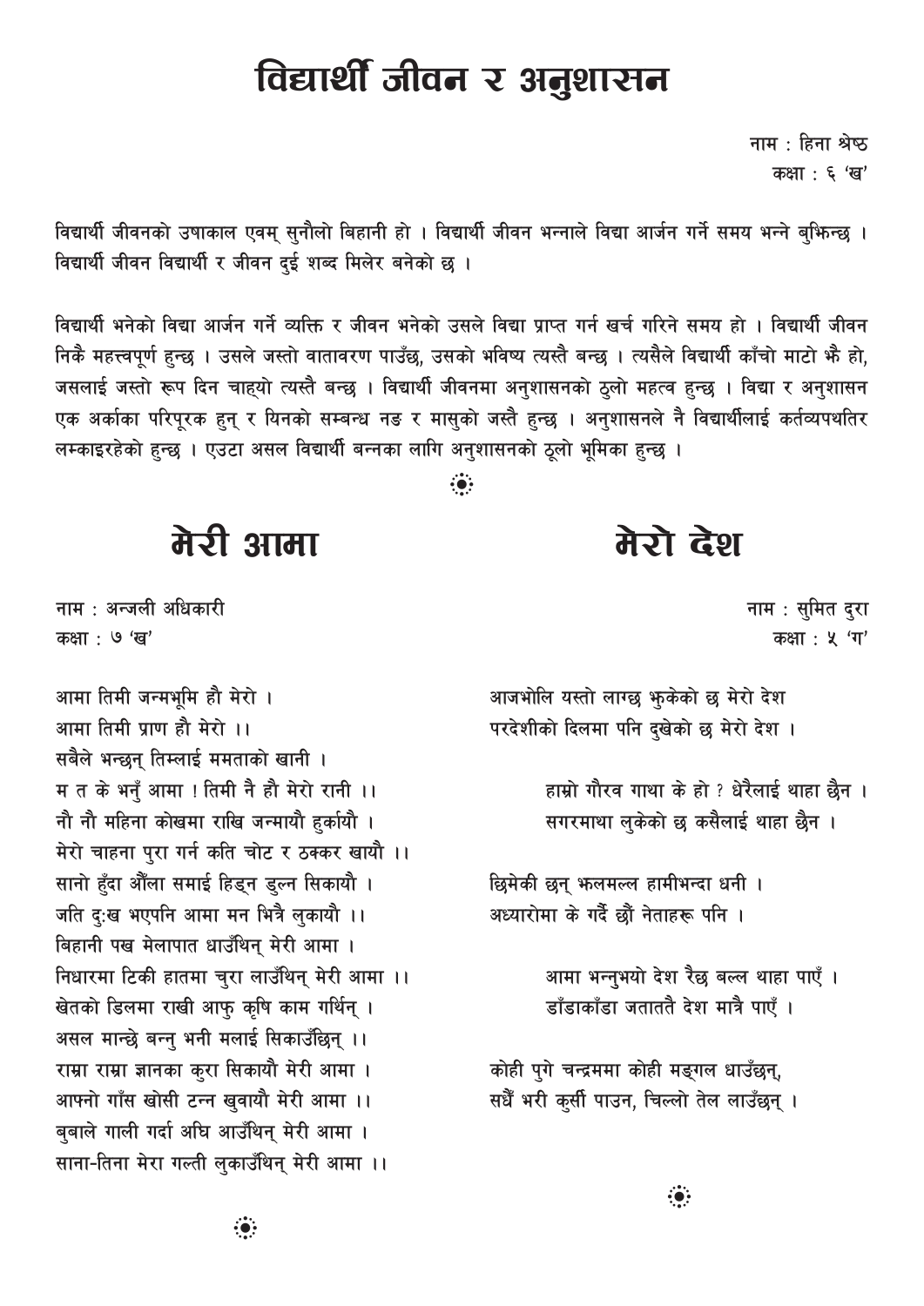# विद्यार्थी जीवन र अनुशासन

नाम : हिना श्रेष्ठ
कक्षा : ६ 'ख'

विद्यार्थी जीवनको उषाकाल एवम् सुनौलो बिहानी हो । विद्यार्थी जीवन भन्नाले विद्या आर्जन गर्ने समय भन्ने बुझिन्छ । विद्यार्थी जीवन विद्यार्थी र जीवन दुई शब्द मिलेर बनेको छ ।

विद्यार्थी भनेको विद्या आर्जन गर्ने व्यक्ति र जीवन भनेको उसले विद्या प्राप्त गर्न खर्च गरिने समय हो । विद्यार्थी जीवन निकै महत्त्वपूर्ण हुन्छ । उसले जस्तो वातावरण पाउँछ, उसको भविष्य त्यस्तै बन्छ । त्यसैले विद्यार्थी काँचो माटो झै हो, जसलाई जस्तो रूप दिन चाह्यो त्यस्तै बन्छ । विद्यार्थी जीवनमा अनुशासनको ठुलो महत्व हुन्छ । विद्या र अनुशासन एक अर्काका परिपूरक हुन् र यिनको सम्बन्ध नङ र मासुको जस्तै हुन्छ । अनुशासनले नै विद्यार्थीलाई कर्तव्यपथतिर लम्काइरहेको हुन्छ । एउटा असल विद्यार्थी बन्नका लागि अनुशासनको ठूलो भूमिका हुन्छ ।

# मेरी आमा

नाम : अन्जली अधिकारी
कक्षा : ७ 'ख'

आमा तिमी जन्मभूमि हौ मेरो ।
आमा तिमी प्राण हौ मेरो ।।
सबैले भन्छन् तिम्लाई ममताको खानी ।
म त के भनुँ आमा ! तिमी नै हौ मेरो रानी ।।
नौ नौ महिना कोखमा राखि जन्मायौ हुर्कायौ ।
मेरो चाहना पुरा गर्न कति चोट र ठक्कर खायौ ।।
सानो हुँदा औँला समाई हिड्न डुल्न सिकायौ ।
जति दुःख भएपनि आमा मन भित्रै लुकायौ ।।
बिहानी पख मेलापात धाउँथिन् मेरी आमा ।
निधारमा टिकी हातमा चुरा लाउँथिन् मेरी आमा ।।
खेतको डिलमा राखी आफु कृषि काम गर्थिन् ।
असल मान्छे बन्नु भनी मलाई सिकाउँछिन् ।।
राम्रा राम्रा ज्ञानका कुरा सिकायौ मेरी आमा ।
आफ्नो गाँस खोसी टन्न खुवायौ मेरी आमा ।।
बुबाले गाली गर्दा अघि आउँथिन् मेरी आमा ।
साना-तिना मेरा गल्ती लुकाउँथिन् मेरी आमा ।।

# मेरो देश

नाम : सुमित दुरा
कक्षा : ५ 'ग'

आजभोलि यस्तो लाग्छ झुकेको छ मेरो देश
परदेशीको दिलमा पनि दुखेको छ मेरो देश ।

हाम्रो गौरव गाथा के हो ? धेरैलाई थाहा छैन ।
सगरमाथा लुकेको छ कसैलाई थाहा छैन ।

छिमेकी छन् झलमल्ल हामीभन्दा धनी ।
अध्यारोमा के गर्दै छौं नेताहरू पनि ।

आमा भन्नुभयो देश रैछ बल्ल थाहा पाएँ ।
डाँडाकाँडा जताततै देश मात्रै पाएँ ।

कोही पुगे चन्द्रममा कोही मङ्गल धाउँछन्,
सधैँ भरी कुर्सी पाउन, चिल्लो तेल लाउँछन् ।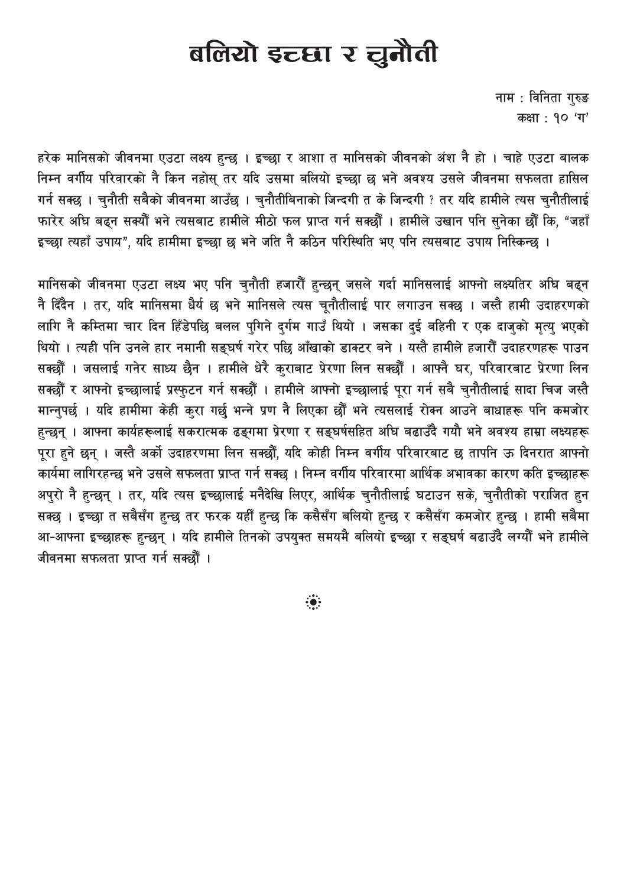# बलियो इच्छा र चुनौती

नाम : विनिता गुरुङ
कक्षा : १० 'ग'

हरेक मानिसको जीवनमा एउटा लक्ष्य हुन्छ । इच्छा र आशा त मानिसको जीवनको अंश नै हो । चाहे एउटा बालक निम्न वर्गीय परिवारको नै किन नहोस् तर यदि उसमा बलियो इच्छा छ भने अवश्य उसले जीवनमा सफलता हासिल गर्न सक्छ । चुनौती सबैको जीवनमा आउँछ । चुनौतीबिनाको जिन्दगी त के जिन्दगी ? तर यदि हामीले त्यस चुनौतीलाई फारेर अघि बढ्न सक्यौँ भने त्यसबाट हामीले मीठो फल प्राप्त गर्न सक्छौँ । हामीले उखान पनि सुनेका छौँ कि, "जहाँ इच्छा त्यहाँ उपाय", यदि हामीमा इच्छा छ भने जति नै कठिन परिस्थिति भए पनि त्यसबाट उपाय निस्किन्छ ।

मानिसको जीवनमा एउटा लक्ष्य भए पनि चुनौती हजारौँ हुन्छन् जसले गर्दा मानिसलाई आफ्नो लक्ष्यतिर अघि बढ्न नै दिँदैन । तर, यदि मानिसमा धैर्य छ भने मानिसले त्यस चूनौतीलाई पार लगाउन सक्छ । जस्तै हामी उदाहरणको लागि नै कम्तिमा चार दिन हिँडेपछि बलल पुगिने दुर्गम गाउँ थियो । जसका दुई बहिनी र एक दाजुको मृत्यु भएको थियो । त्यही पनि उनले हार नमानी सङ्घर्ष गरेर पछि आँखाको डाक्टर बने । यस्तै हामीले हजारौँ उदाहरणहरू पाउन सक्छौँ । जसलाई गनेर साध्य छैन । हामीले धेरै कुराबाट प्रेरणा लिन सक्छौँ । आफ्नै घर, परिवारबाट प्रेरणा लिन सक्छौँ र आफ्नो इच्छालाई प्रस्फुटन गर्न सक्छौँ । हामीले आफ्नो इच्छालाई पूरा गर्न सबै चुनौतीलाई सादा चिज जस्तै मान्नुपर्छ । यदि हामीमा केही कुरा गर्छु भन्ने प्रण नै लिएका छौँ भने त्यसलाई रोक्न आउने बाधाहरू पनि कमजोर हुन्छन् । आफ्ना कार्यहरूलाई सकरात्मक ढङ्गमा प्रेरणा र सङ्घर्षसहित अघि बढाउँदै गयौ भने अवश्य हाम्रा लक्ष्यहरू पूरा हुने छन् । जस्तै अर्को उदाहरणमा लिन सक्छौँ, यदि कोही निम्न वर्गीय परिवारबाट छ तापनि ऊ दिनरात आफ्नो कार्यमा लागिरहन्छ भने उसले सफलता प्राप्त गर्न सक्छ । निम्न वर्गीय परिवारमा आर्थिक अभावका कारण कति इच्छाहरू अपुरो नै हुन्छन् । तर, यदि त्यस इच्छालाई मनैदेखि लिएर, आर्थिक चुनौतीलाई घटाउन सके, चुनौतीको पराजित हुन सक्छ । इच्छा त सबैसँग हुन्छ तर फरक यहीं हुन्छ कि कसैसँग बलियो हुन्छ र कसैसँग कमजोर हुन्छ । हामी सबैमा आ-आफ्ना इच्छाहरू हुन्छन् । यदि हामीले तिनको उपयुक्त समयमै बलियो इच्छा र सङ्घर्ष बढाउँदै लग्यौँ भने हामीले जीवनमा सफलता प्राप्त गर्न सक्छौँ ।